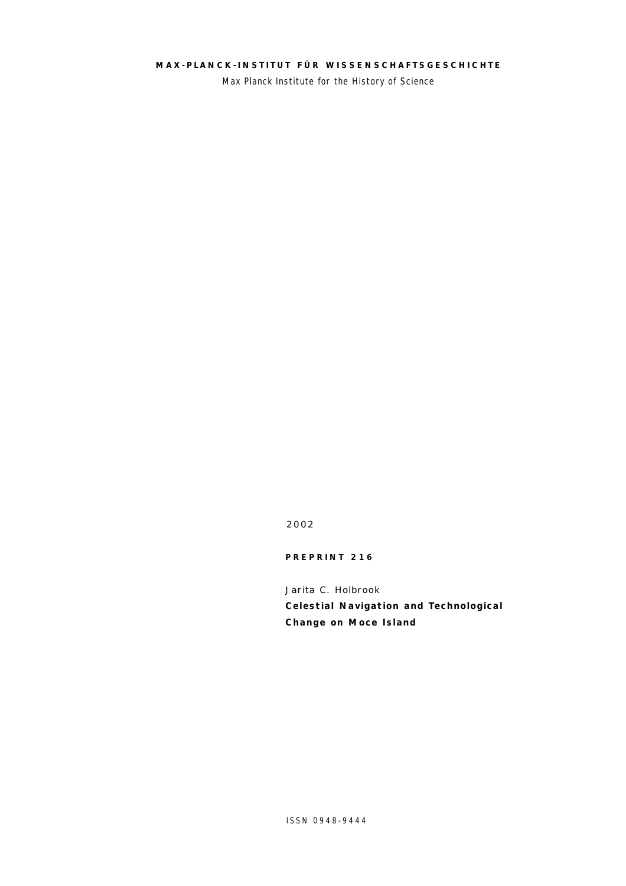**MAX-PLANCK-INSTITUT FÜR WISSENSCHAFTSGESCHICHTE**

Max Planck Institute for the History of Science

2002

**PREPRINT 216**

Jarita C. Holbrook

# Celestial Navigation and Technological Change on Moce Island

ISSN 0948-9444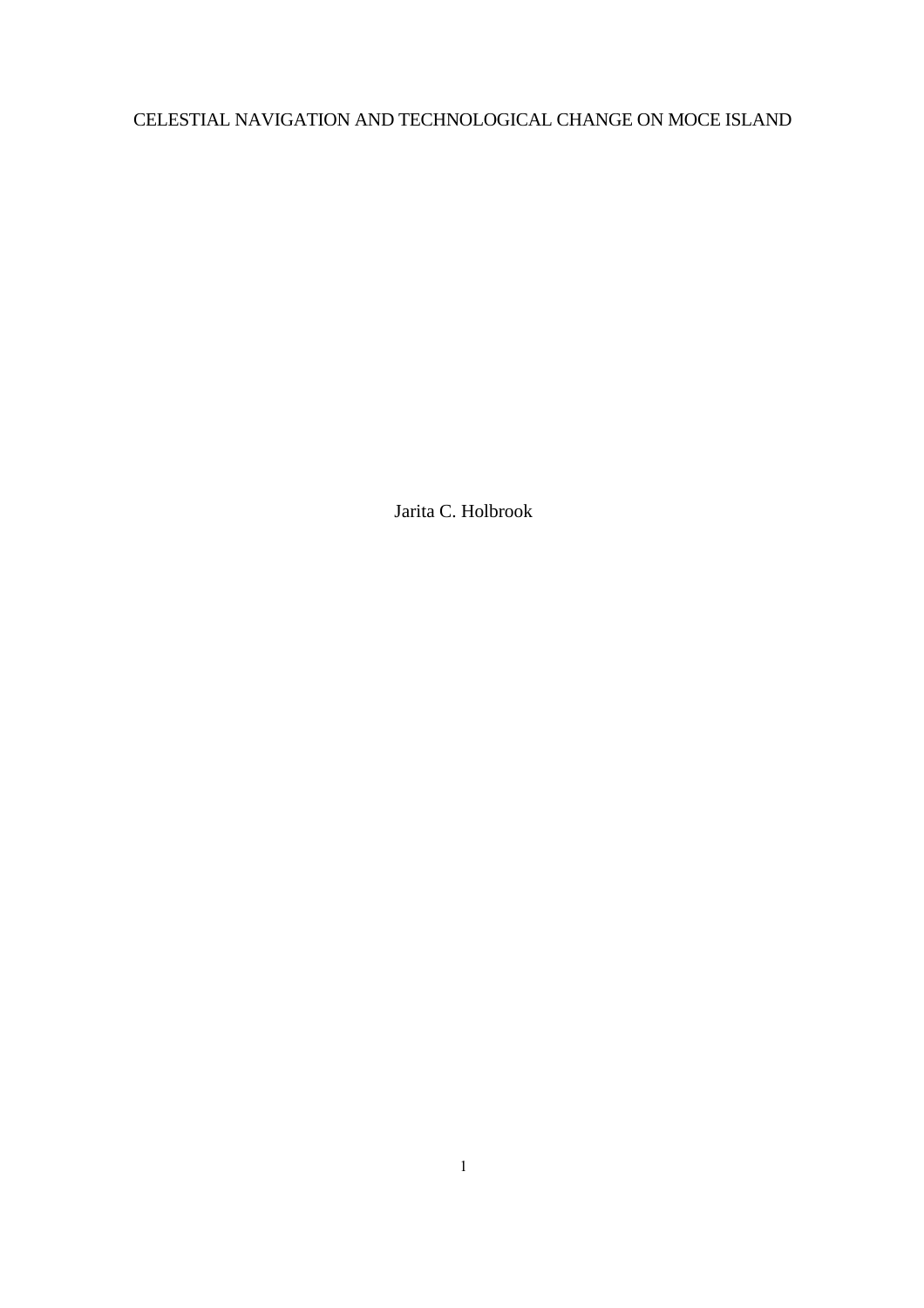# CELESTIAL NAVIGATION AND TECHNOLOGICAL CHANGE ON MOCE ISLAND

Jarita C. Holbrook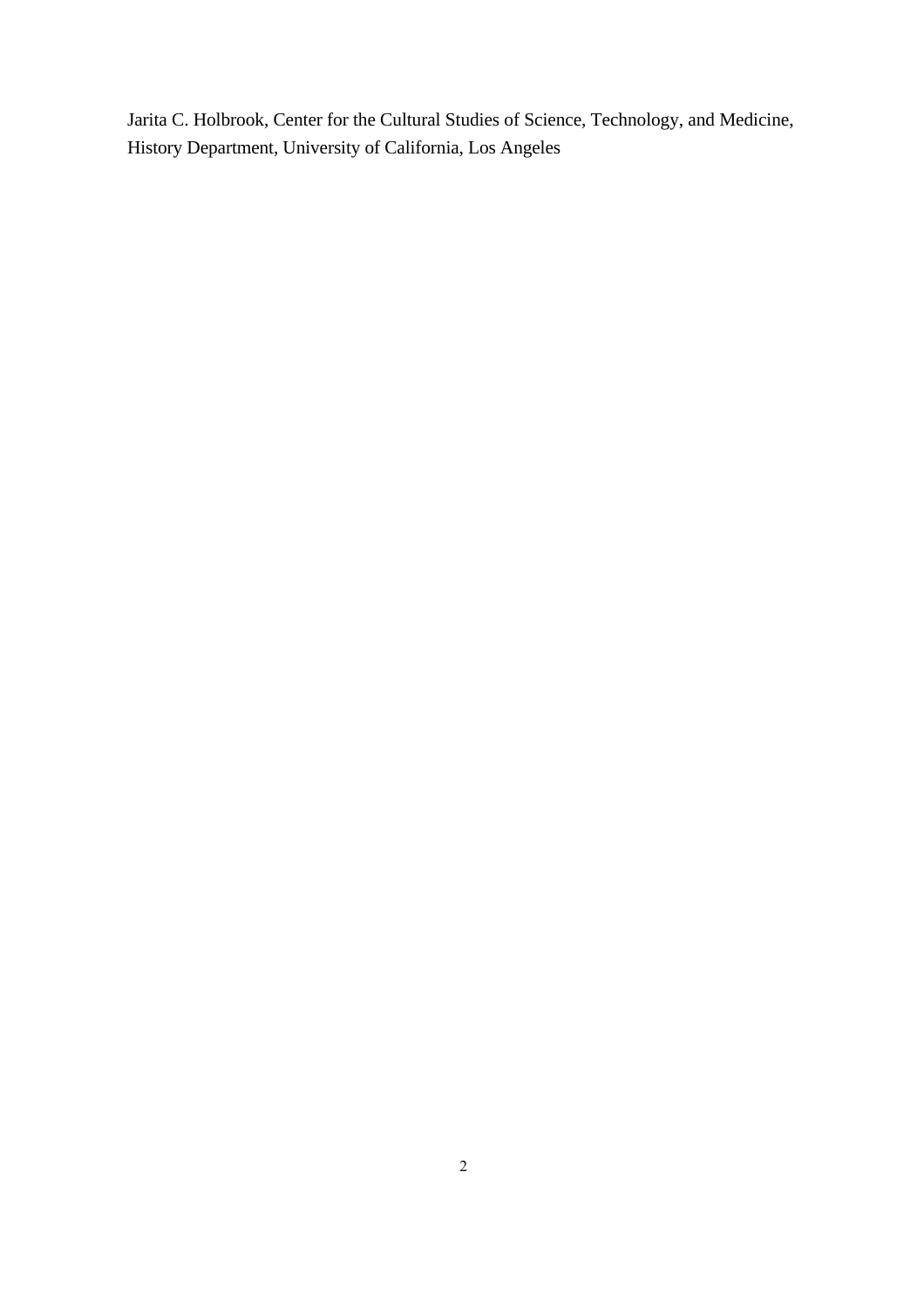Jarita C. Holbrook, Center for the Cultural Studies of Science, Technology, and Medicine, History Department, University of California, Los Angeles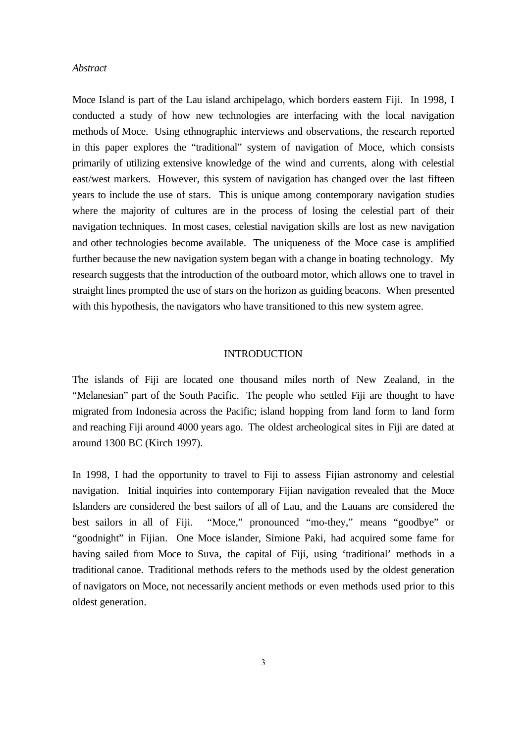*Abstract*

Moce Island is part of the Lau island archipelago, which borders eastern Fiji. In 1998, I conducted a study of how new technologies are interfacing with the local navigation methods of Moce. Using ethnographic interviews and observations, the research reported in this paper explores the "traditional" system of navigation of Moce, which consists primarily of utilizing extensive knowledge of the wind and currents, along with celestial east/west markers. However, this system of navigation has changed over the last fifteen years to include the use of stars. This is unique among contemporary navigation studies where the majority of cultures are in the process of losing the celestial part of their navigation techniques. In most cases, celestial navigation skills are lost as new navigation and other technologies become available. The uniqueness of the Moce case is amplified further because the new navigation system began with a change in boating technology. My research suggests that the introduction of the outboard motor, which allows one to travel in straight lines prompted the use of stars on the horizon as guiding beacons. When presented with this hypothesis, the navigators who have transitioned to this new system agree.

## INTRODUCTION

The islands of Fiji are located one thousand miles north of New Zealand, in the "Melanesian" part of the South Pacific. The people who settled Fiji are thought to have migrated from Indonesia across the Pacific; island hopping from land form to land form and reaching Fiji around 4000 years ago. The oldest archeological sites in Fiji are dated at around 1300 BC (Kirch 1997).

In 1998, I had the opportunity to travel to Fiji to assess Fijian astronomy and celestial navigation. Initial inquiries into contemporary Fijian navigation revealed that the Moce Islanders are considered the best sailors of all of Lau, and the Lauans are considered the best sailors in all of Fiji. "Moce," pronounced "mo-they," means "goodbye" or "goodnight" in Fijian. One Moce islander, Simione Paki, had acquired some fame for having sailed from Moce to Suva, the capital of Fiji, using 'traditional' methods in a traditional canoe. Traditional methods refers to the methods used by the oldest generation of navigators on Moce, not necessarily ancient methods or even methods used prior to this oldest generation.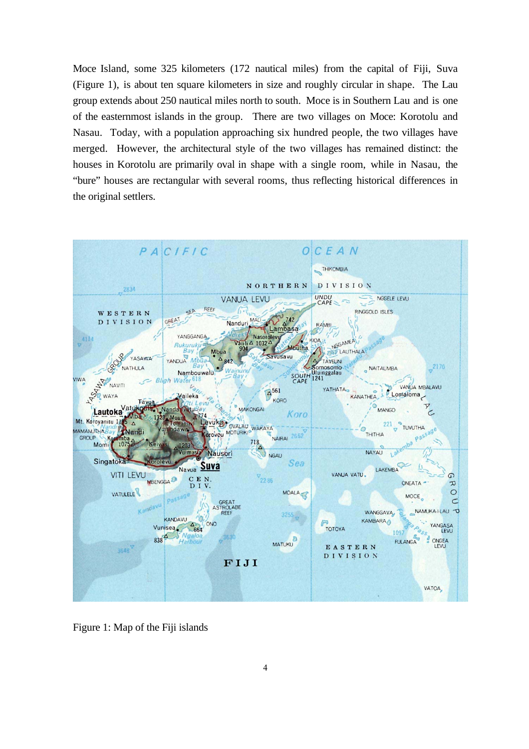Moce Island, some 325 kilometers (172 nautical miles) from the capital of Fiji, Suva (Figure 1), is about ten square kilometers in size and roughly circular in shape. The Lau group extends about 250 nautical miles north to south. Moce is in Southern Lau and is one of the easternmost islands in the group. There are two villages on Moce: Korotolu and Nasau. Today, with a population approaching six hundred people, the two villages have merged. However, the architectural style of the two villages has remained distinct: the houses in Korotolu are primarily oval in shape with a single room, while in Nasau, the "bure" houses are rectangular with several rooms, thus reflecting historical differences in the original settlers.

Figure 1: Map of the Fiji islands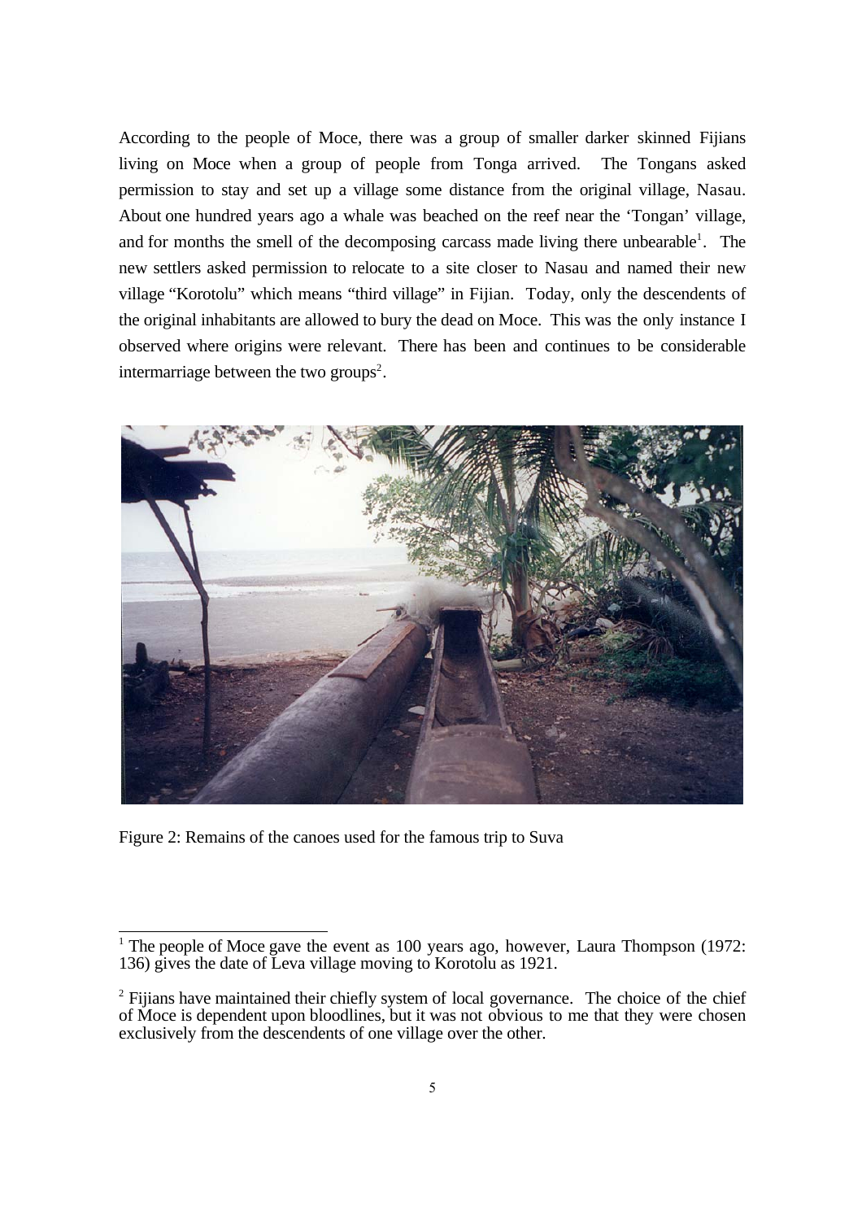According to the people of Moce, there was a group of smaller darker skinned Fijians living on Moce when a group of people from Tonga arrived. The Tongans asked permission to stay and set up a village some distance from the original village, Nasau. About one hundred years ago a whale was beached on the reef near the 'Tongan' village, and for months the smell of the decomposing carcass made living there unbearable[1]. The new settlers asked permission to relocate to a site closer to Nasau and named their new village "Korotolu" which means "third village" in Fijian. Today, only the descendents of the original inhabitants are allowed to bury the dead on Moce. This was the only instance I observed where origins were relevant. There has been and continues to be considerable intermarriage between the two groups[2].

Figure 2: Remains of the canoes used for the famous trip to Suva

---

[1] The people of Moce gave the event as 100 years ago, however, Laura Thompson (1972: 136) gives the date of Leva village moving to Korotolu as 1921.

[2] Fijians have maintained their chiefly system of local governance. The choice of the chief of Moce is dependent upon bloodlines, but it was not obvious to me that they were chosen exclusively from the descendents of one village over the other.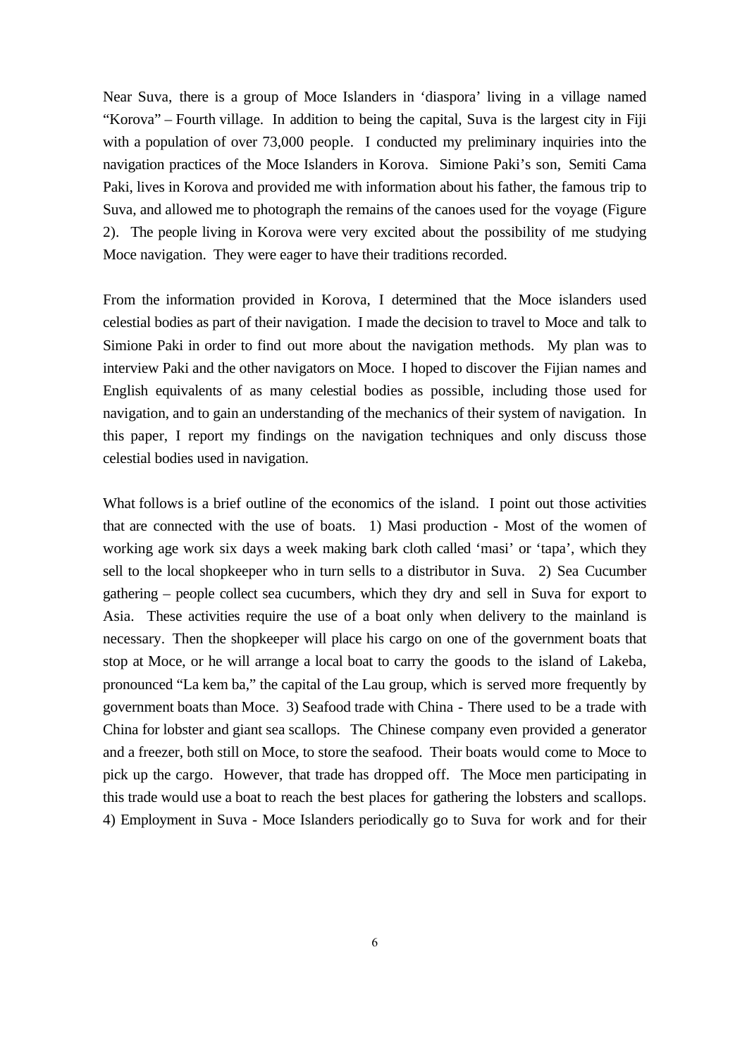Near Suva, there is a group of Moce Islanders in 'diaspora' living in a village named "Korova" – Fourth village. In addition to being the capital, Suva is the largest city in Fiji with a population of over 73,000 people. I conducted my preliminary inquiries into the navigation practices of the Moce Islanders in Korova. Simione Paki's son, Semiti Cama Paki, lives in Korova and provided me with information about his father, the famous trip to Suva, and allowed me to photograph the remains of the canoes used for the voyage (Figure 2). The people living in Korova were very excited about the possibility of me studying Moce navigation. They were eager to have their traditions recorded.

From the information provided in Korova, I determined that the Moce islanders used celestial bodies as part of their navigation. I made the decision to travel to Moce and talk to Simione Paki in order to find out more about the navigation methods. My plan was to interview Paki and the other navigators on Moce. I hoped to discover the Fijian names and English equivalents of as many celestial bodies as possible, including those used for navigation, and to gain an understanding of the mechanics of their system of navigation. In this paper, I report my findings on the navigation techniques and only discuss those celestial bodies used in navigation.

What follows is a brief outline of the economics of the island. I point out those activities that are connected with the use of boats. 1) Masi production - Most of the women of working age work six days a week making bark cloth called 'masi' or 'tapa', which they sell to the local shopkeeper who in turn sells to a distributor in Suva. 2) Sea Cucumber gathering – people collect sea cucumbers, which they dry and sell in Suva for export to Asia. These activities require the use of a boat only when delivery to the mainland is necessary. Then the shopkeeper will place his cargo on one of the government boats that stop at Moce, or he will arrange a local boat to carry the goods to the island of Lakeba, pronounced "La kem ba," the capital of the Lau group, which is served more frequently by government boats than Moce. 3) Seafood trade with China - There used to be a trade with China for lobster and giant sea scallops. The Chinese company even provided a generator and a freezer, both still on Moce, to store the seafood. Their boats would come to Moce to pick up the cargo. However, that trade has dropped off. The Moce men participating in this trade would use a boat to reach the best places for gathering the lobsters and scallops. 4) Employment in Suva - Moce Islanders periodically go to Suva for work and for their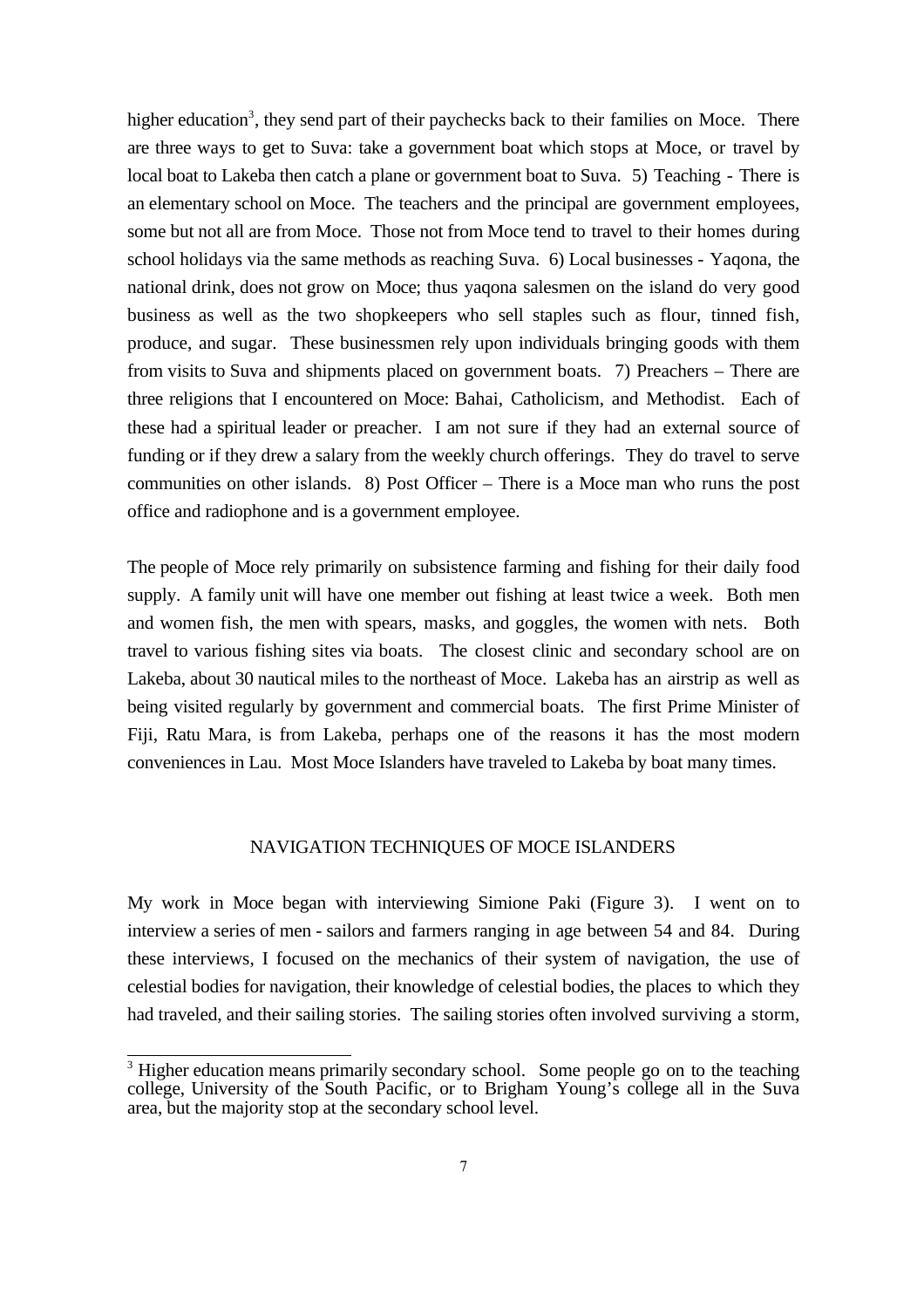higher education[3], they send part of their paychecks back to their families on Moce. There are three ways to get to Suva: take a government boat which stops at Moce, or travel by local boat to Lakeba then catch a plane or government boat to Suva. 5) Teaching - There is an elementary school on Moce. The teachers and the principal are government employees, some but not all are from Moce. Those not from Moce tend to travel to their homes during school holidays via the same methods as reaching Suva. 6) Local businesses - Yaqona, the national drink, does not grow on Moce; thus yaqona salesmen on the island do very good business as well as the two shopkeepers who sell staples such as flour, tinned fish, produce, and sugar. These businessmen rely upon individuals bringing goods with them from visits to Suva and shipments placed on government boats. 7) Preachers – There are three religions that I encountered on Moce: Bahai, Catholicism, and Methodist. Each of these had a spiritual leader or preacher. I am not sure if they had an external source of funding or if they drew a salary from the weekly church offerings. They do travel to serve communities on other islands. 8) Post Officer – There is a Moce man who runs the post office and radiophone and is a government employee.

The people of Moce rely primarily on subsistence farming and fishing for their daily food supply. A family unit will have one member out fishing at least twice a week. Both men and women fish, the men with spears, masks, and goggles, the women with nets. Both travel to various fishing sites via boats. The closest clinic and secondary school are on Lakeba, about 30 nautical miles to the northeast of Moce. Lakeba has an airstrip as well as being visited regularly by government and commercial boats. The first Prime Minister of Fiji, Ratu Mara, is from Lakeba, perhaps one of the reasons it has the most modern conveniences in Lau. Most Moce Islanders have traveled to Lakeba by boat many times.

## NAVIGATION TECHNIQUES OF MOCE ISLANDERS

My work in Moce began with interviewing Simione Paki (Figure 3). I went on to interview a series of men - sailors and farmers ranging in age between 54 and 84. During these interviews, I focused on the mechanics of their system of navigation, the use of celestial bodies for navigation, their knowledge of celestial bodies, the places to which they had traveled, and their sailing stories. The sailing stories often involved surviving a storm,

[3] Higher education means primarily secondary school. Some people go on to the teaching college, University of the South Pacific, or to Brigham Young's college all in the Suva area, but the majority stop at the secondary school level.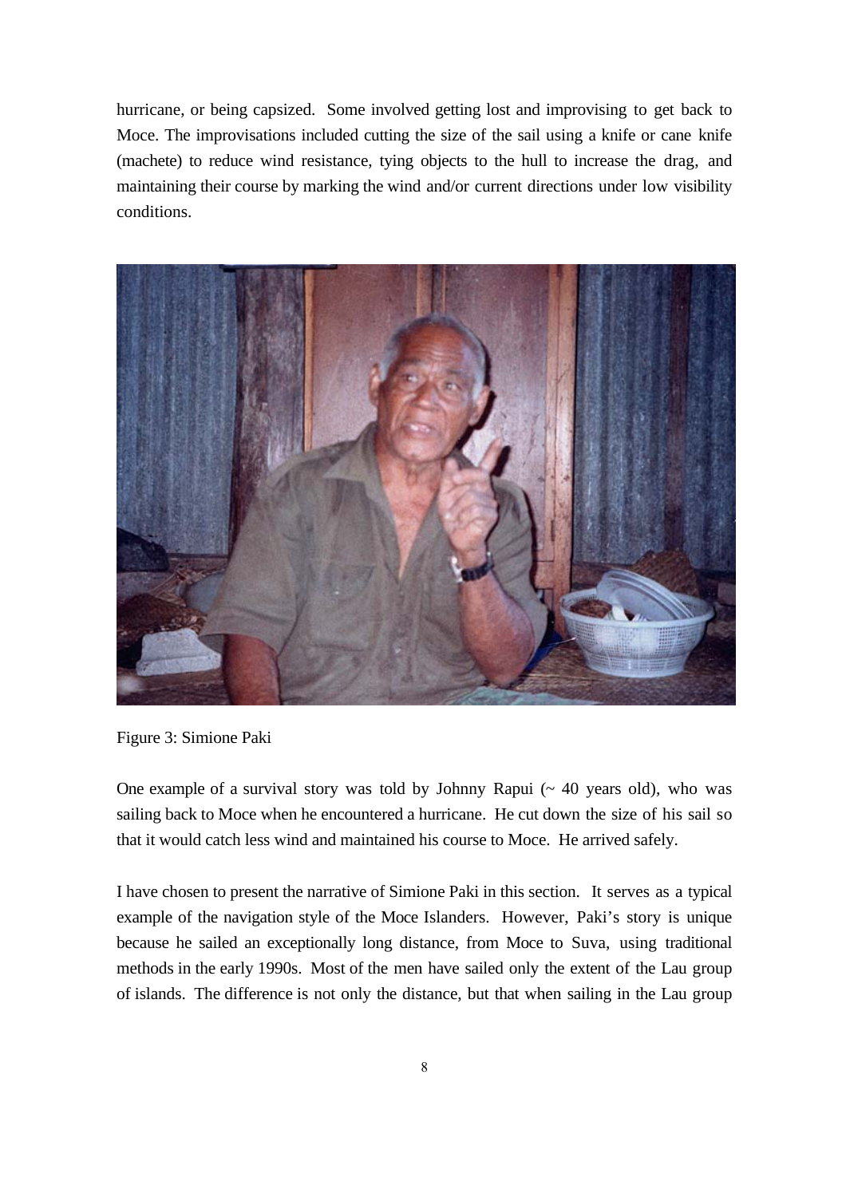hurricane, or being capsized. Some involved getting lost and improvising to get back to Moce. The improvisations included cutting the size of the sail using a knife or cane knife (machete) to reduce wind resistance, tying objects to the hull to increase the drag, and maintaining their course by marking the wind and/or current directions under low visibility conditions.

Figure 3: Simione Paki

One example of a survival story was told by Johnny Rapui (~ 40 years old), who was sailing back to Moce when he encountered a hurricane. He cut down the size of his sail so that it would catch less wind and maintained his course to Moce. He arrived safely.

I have chosen to present the narrative of Simione Paki in this section. It serves as a typical example of the navigation style of the Moce Islanders. However, Paki's story is unique because he sailed an exceptionally long distance, from Moce to Suva, using traditional methods in the early 1990s. Most of the men have sailed only the extent of the Lau group of islands. The difference is not only the distance, but that when sailing in the Lau group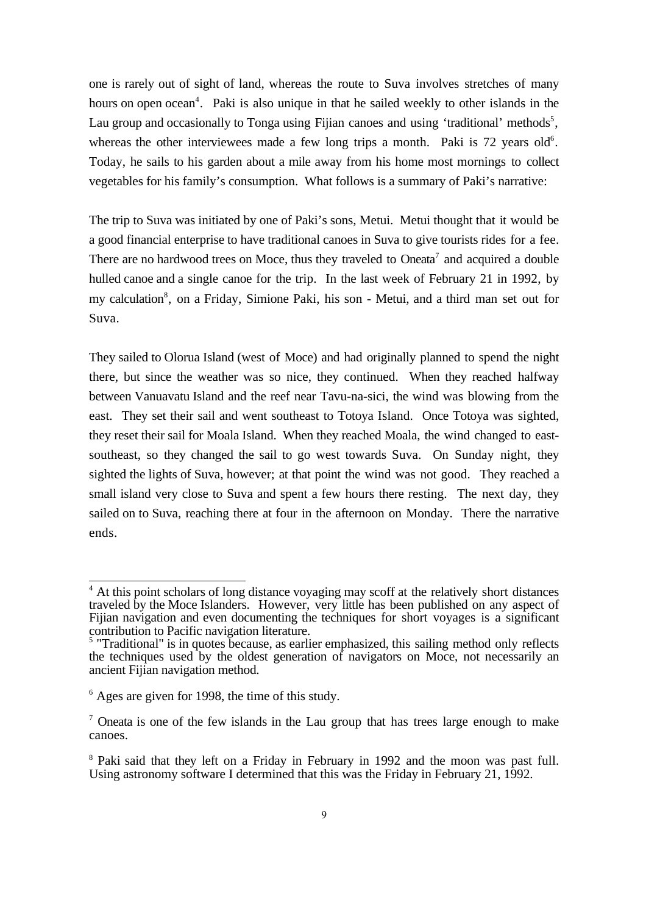one is rarely out of sight of land, whereas the route to Suva involves stretches of many hours on open ocean[4]. Paki is also unique in that he sailed weekly to other islands in the Lau group and occasionally to Tonga using Fijian canoes and using 'traditional' methods[5], whereas the other interviewees made a few long trips a month. Paki is 72 years old[6]. Today, he sails to his garden about a mile away from his home most mornings to collect vegetables for his family's consumption. What follows is a summary of Paki's narrative:

The trip to Suva was initiated by one of Paki's sons, Metui. Metui thought that it would be a good financial enterprise to have traditional canoes in Suva to give tourists rides for a fee. There are no hardwood trees on Moce, thus they traveled to Oneata[7] and acquired a double hulled canoe and a single canoe for the trip. In the last week of February 21 in 1992, by my calculation[8], on a Friday, Simione Paki, his son - Metui, and a third man set out for Suva.

They sailed to Olorua Island (west of Moce) and had originally planned to spend the night there, but since the weather was so nice, they continued. When they reached halfway between Vanuavatu Island and the reef near Tavu-na-sici, the wind was blowing from the east. They set their sail and went southeast to Totoya Island. Once Totoya was sighted, they reset their sail for Moala Island. When they reached Moala, the wind changed to east-southeast, so they changed the sail to go west towards Suva. On Sunday night, they sighted the lights of Suva, however; at that point the wind was not good. They reached a small island very close to Suva and spent a few hours there resting. The next day, they sailed on to Suva, reaching there at four in the afternoon on Monday. There the narrative ends.

---

[4] At this point scholars of long distance voyaging may scoff at the relatively short distances traveled by the Moce Islanders. However, very little has been published on any aspect of Fijian navigation and even documenting the techniques for short voyages is a significant contribution to Pacific navigation literature.

[5] "Traditional" is in quotes because, as earlier emphasized, this sailing method only reflects the techniques used by the oldest generation of navigators on Moce, not necessarily an ancient Fijian navigation method.

[6] Ages are given for 1998, the time of this study.

[7] Oneata is one of the few islands in the Lau group that has trees large enough to make canoes.

[8] Paki said that they left on a Friday in February in 1992 and the moon was past full. Using astronomy software I determined that this was the Friday in February 21, 1992.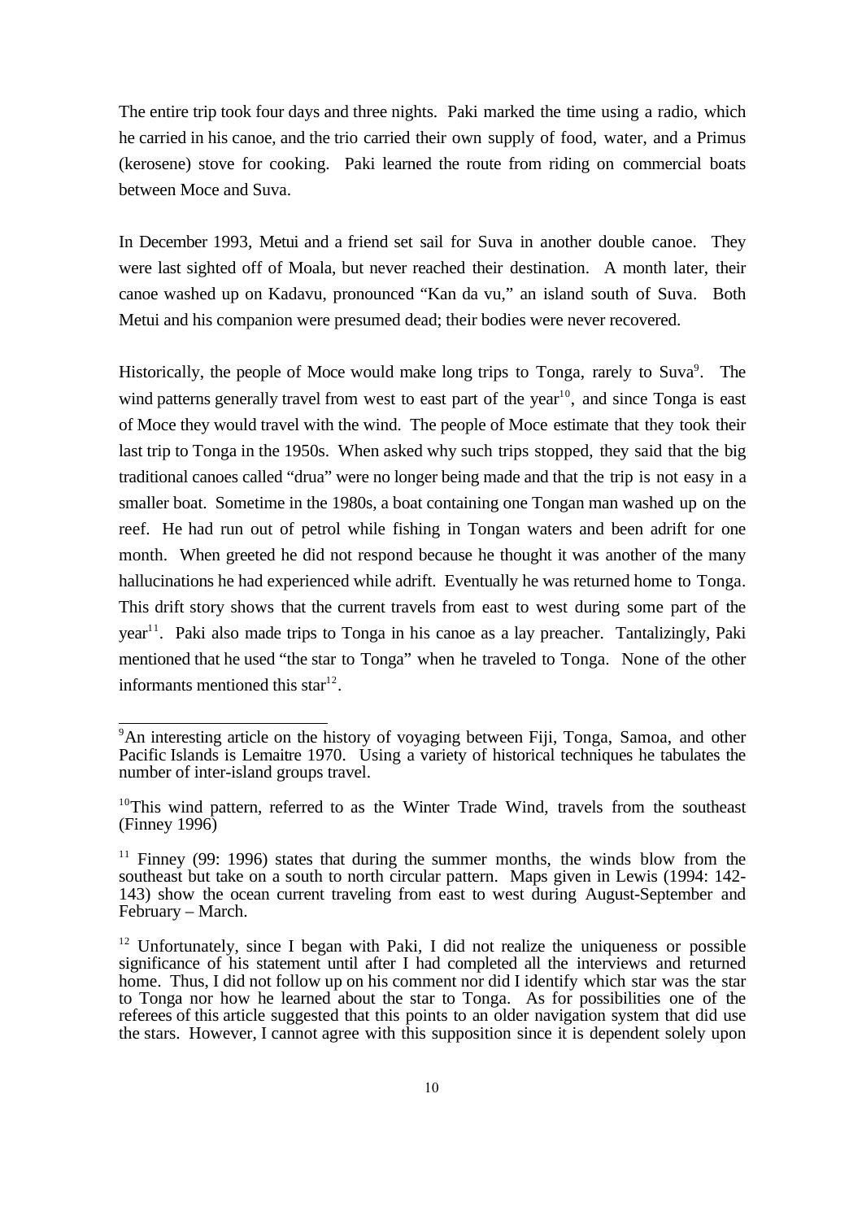The entire trip took four days and three nights. Paki marked the time using a radio, which he carried in his canoe, and the trio carried their own supply of food, water, and a Primus (kerosene) stove for cooking. Paki learned the route from riding on commercial boats between Moce and Suva.

In December 1993, Metui and a friend set sail for Suva in another double canoe. They were last sighted off of Moala, but never reached their destination. A month later, their canoe washed up on Kadavu, pronounced "Kan da vu," an island south of Suva. Both Metui and his companion were presumed dead; their bodies were never recovered.

Historically, the people of Moce would make long trips to Tonga, rarely to Suva[9]. The wind patterns generally travel from west to east part of the year[10], and since Tonga is east of Moce they would travel with the wind. The people of Moce estimate that they took their last trip to Tonga in the 1950s. When asked why such trips stopped, they said that the big traditional canoes called "drua" were no longer being made and that the trip is not easy in a smaller boat. Sometime in the 1980s, a boat containing one Tongan man washed up on the reef. He had run out of petrol while fishing in Tongan waters and been adrift for one month. When greeted he did not respond because he thought it was another of the many hallucinations he had experienced while adrift. Eventually he was returned home to Tonga. This drift story shows that the current travels from east to west during some part of the year[11]. Paki also made trips to Tonga in his canoe as a lay preacher. Tantalizingly, Paki mentioned that he used "the star to Tonga" when he traveled to Tonga. None of the other informants mentioned this star[12].

---

[9]An interesting article on the history of voyaging between Fiji, Tonga, Samoa, and other Pacific Islands is Lemaitre 1970. Using a variety of historical techniques he tabulates the number of inter-island groups travel.

[10]This wind pattern, referred to as the Winter Trade Wind, travels from the southeast (Finney 1996)

[11] Finney (99: 1996) states that during the summer months, the winds blow from the southeast but take on a south to north circular pattern. Maps given in Lewis (1994: 142-143) show the ocean current traveling from east to west during August-September and February – March.

[12] Unfortunately, since I began with Paki, I did not realize the uniqueness or possible significance of his statement until after I had completed all the interviews and returned home. Thus, I did not follow up on his comment nor did I identify which star was the star to Tonga nor how he learned about the star to Tonga. As for possibilities one of the referees of this article suggested that this points to an older navigation system that did use the stars. However, I cannot agree with this supposition since it is dependent solely upon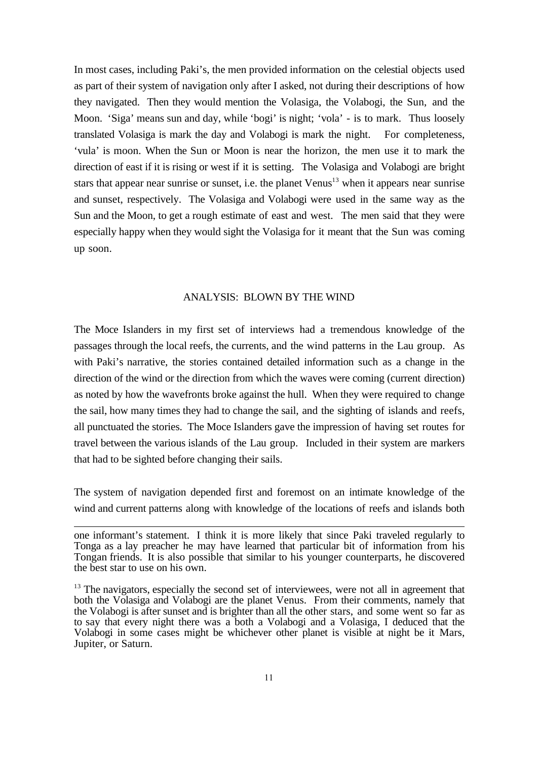In most cases, including Paki's, the men provided information on the celestial objects used as part of their system of navigation only after I asked, not during their descriptions of how they navigated. Then they would mention the Volasiga, the Volabogi, the Sun, and the Moon. 'Siga' means sun and day, while 'bogi' is night; 'vola' - is to mark. Thus loosely translated Volasiga is mark the day and Volabogi is mark the night. For completeness, 'vula' is moon. When the Sun or Moon is near the horizon, the men use it to mark the direction of east if it is rising or west if it is setting. The Volasiga and Volabogi are bright stars that appear near sunrise or sunset, i.e. the planet Venus[13] when it appears near sunrise and sunset, respectively. The Volasiga and Volabogi were used in the same way as the Sun and the Moon, to get a rough estimate of east and west. The men said that they were especially happy when they would sight the Volasiga for it meant that the Sun was coming up soon.

## ANALYSIS: BLOWN BY THE WIND

The Moce Islanders in my first set of interviews had a tremendous knowledge of the passages through the local reefs, the currents, and the wind patterns in the Lau group. As with Paki's narrative, the stories contained detailed information such as a change in the direction of the wind or the direction from which the waves were coming (current direction) as noted by how the wavefronts broke against the hull. When they were required to change the sail, how many times they had to change the sail, and the sighting of islands and reefs, all punctuated the stories. The Moce Islanders gave the impression of having set routes for travel between the various islands of the Lau group. Included in their system are markers that had to be sighted before changing their sails.

The system of navigation depended first and foremost on an intimate knowledge of the wind and current patterns along with knowledge of the locations of reefs and islands both

---

one informant's statement. I think it is more likely that since Paki traveled regularly to Tonga as a lay preacher he may have learned that particular bit of information from his Tongan friends. It is also possible that similar to his younger counterparts, he discovered the best star to use on his own.

[13] The navigators, especially the second set of interviewees, were not all in agreement that both the Volasiga and Volabogi are the planet Venus. From their comments, namely that the Volabogi is after sunset and is brighter than all the other stars, and some went so far as to say that every night there was a both a Volabogi and a Volasiga, I deduced that the Volabogi in some cases might be whichever other planet is visible at night be it Mars, Jupiter, or Saturn.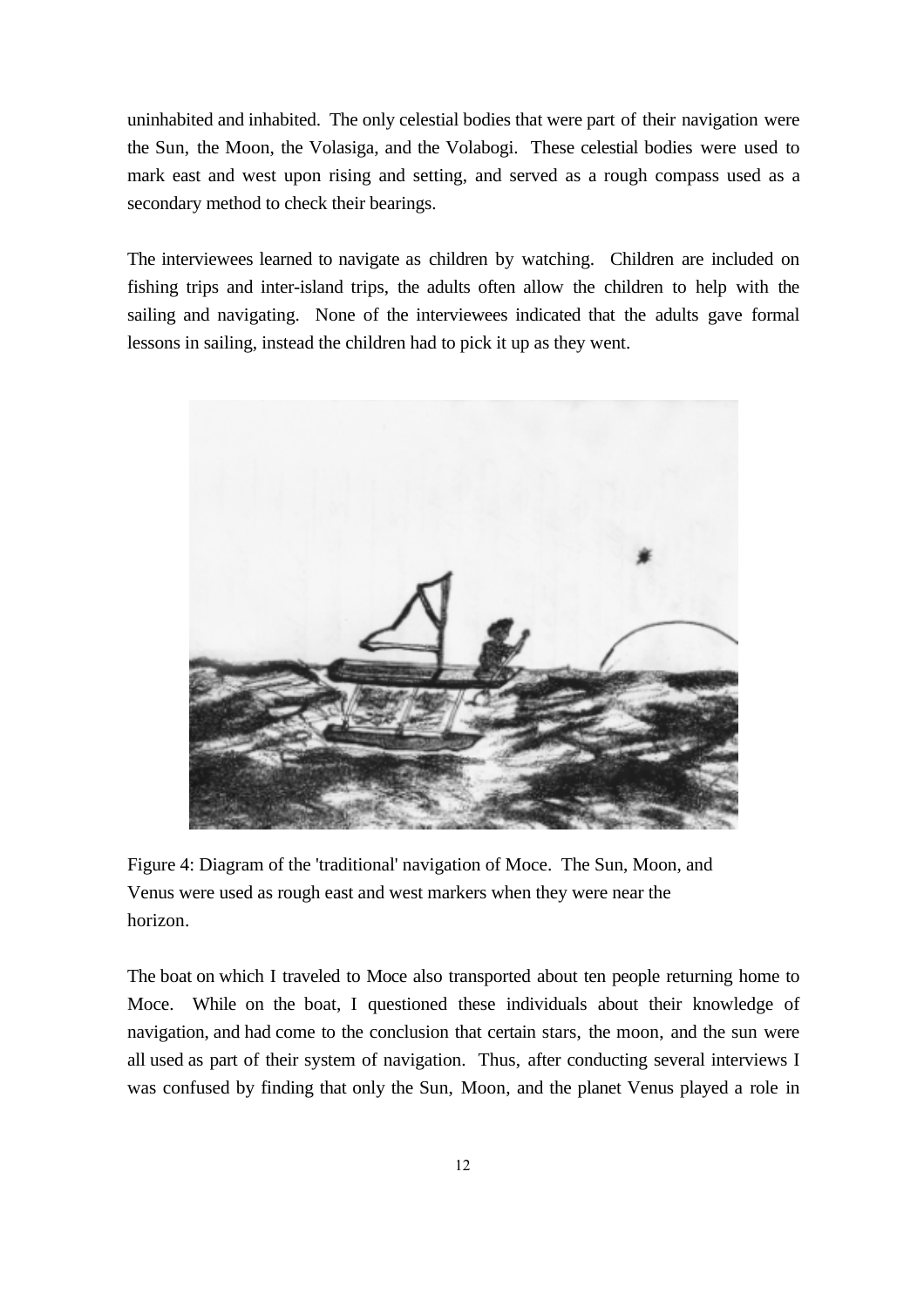uninhabited and inhabited. The only celestial bodies that were part of their navigation were the Sun, the Moon, the Volasiga, and the Volabogi. These celestial bodies were used to mark east and west upon rising and setting, and served as a rough compass used as a secondary method to check their bearings.

The interviewees learned to navigate as children by watching. Children are included on fishing trips and inter-island trips, the adults often allow the children to help with the sailing and navigating. None of the interviewees indicated that the adults gave formal lessons in sailing, instead the children had to pick it up as they went.

Figure 4: Diagram of the 'traditional' navigation of Moce. The Sun, Moon, and Venus were used as rough east and west markers when they were near the horizon.

The boat on which I traveled to Moce also transported about ten people returning home to Moce. While on the boat, I questioned these individuals about their knowledge of navigation, and had come to the conclusion that certain stars, the moon, and the sun were all used as part of their system of navigation. Thus, after conducting several interviews I was confused by finding that only the Sun, Moon, and the planet Venus played a role in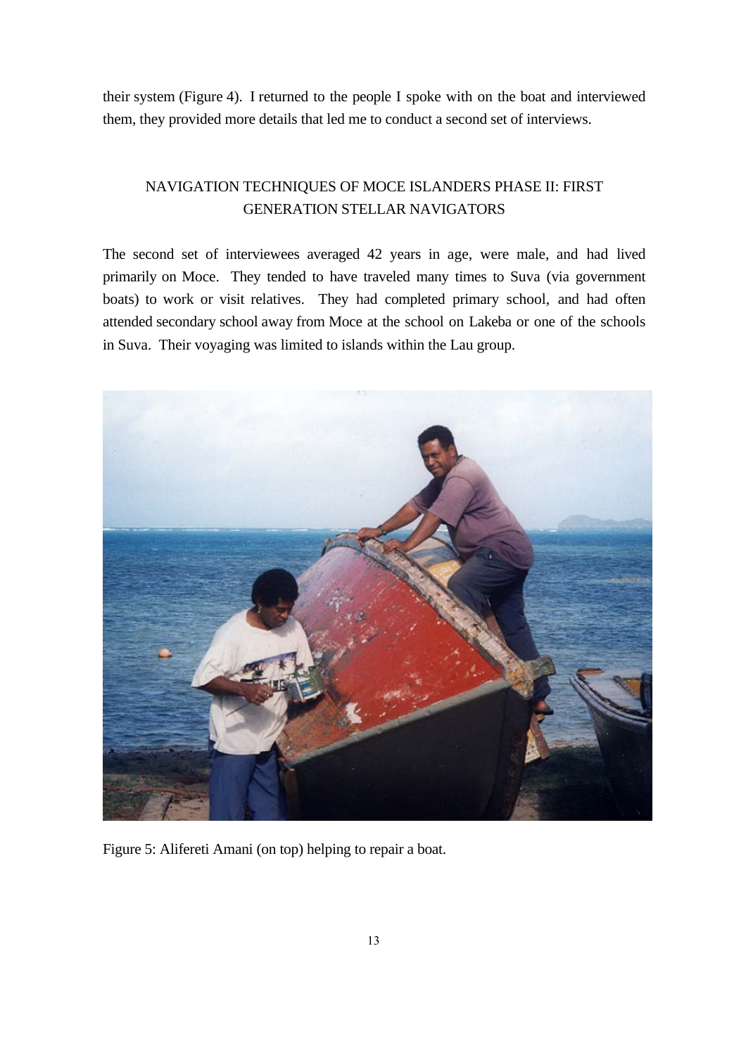their system (Figure 4). I returned to the people I spoke with on the boat and interviewed them, they provided more details that led me to conduct a second set of interviews.

## NAVIGATION TECHNIQUES OF MOCE ISLANDERS PHASE II: FIRST GENERATION STELLAR NAVIGATORS

The second set of interviewees averaged 42 years in age, were male, and had lived primarily on Moce. They tended to have traveled many times to Suva (via government boats) to work or visit relatives. They had completed primary school, and had often attended secondary school away from Moce at the school on Lakeba or one of the schools in Suva. Their voyaging was limited to islands within the Lau group.

Figure 5: Alifereti Amani (on top) helping to repair a boat.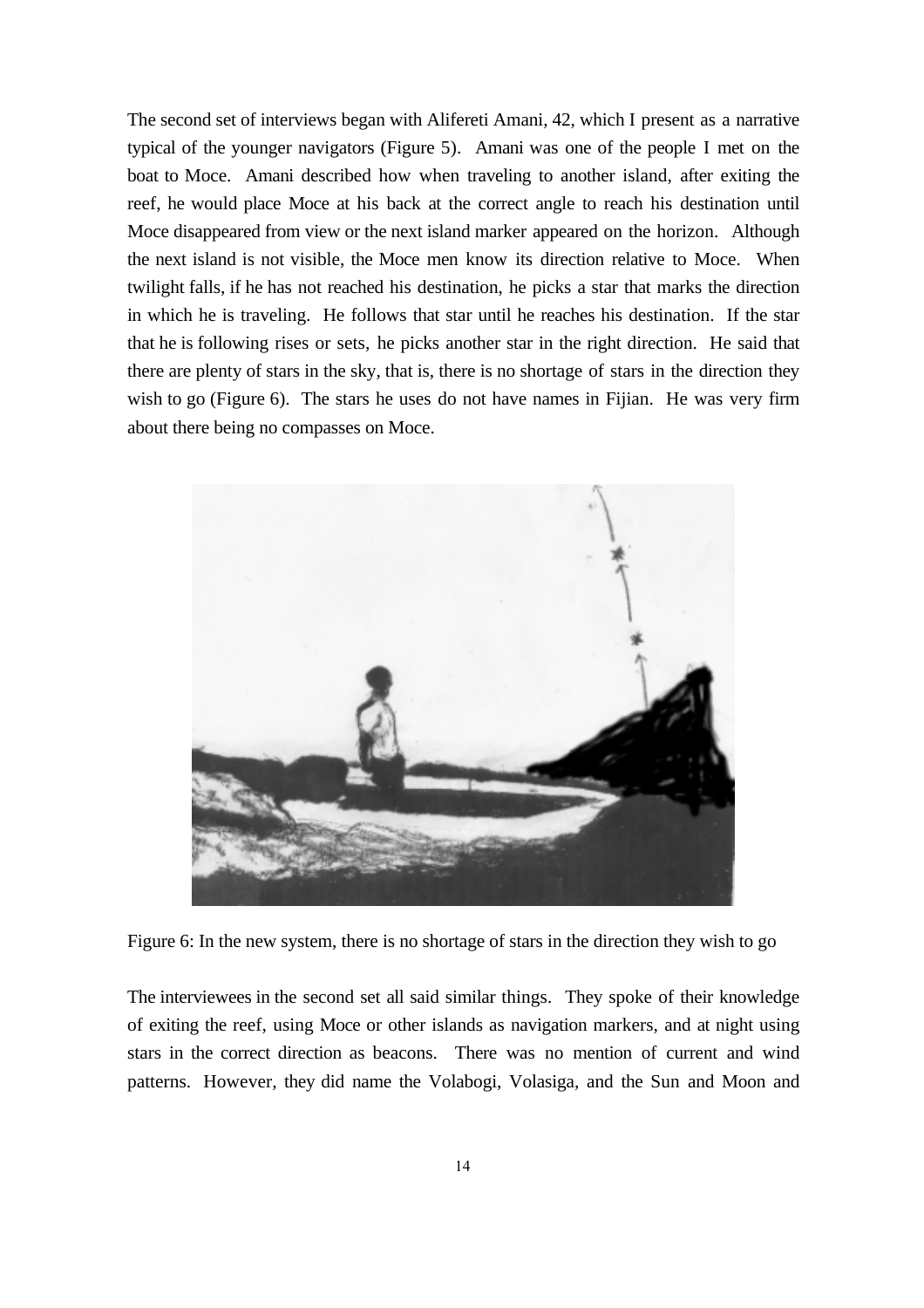The second set of interviews began with Alifereti Amani, 42, which I present as a narrative typical of the younger navigators (Figure 5). Amani was one of the people I met on the boat to Moce. Amani described how when traveling to another island, after exiting the reef, he would place Moce at his back at the correct angle to reach his destination until Moce disappeared from view or the next island marker appeared on the horizon. Although the next island is not visible, the Moce men know its direction relative to Moce. When twilight falls, if he has not reached his destination, he picks a star that marks the direction in which he is traveling. He follows that star until he reaches his destination. If the star that he is following rises or sets, he picks another star in the right direction. He said that there are plenty of stars in the sky, that is, there is no shortage of stars in the direction they wish to go (Figure 6). The stars he uses do not have names in Fijian. He was very firm about there being no compasses on Moce.

Figure 6: In the new system, there is no shortage of stars in the direction they wish to go

The interviewees in the second set all said similar things. They spoke of their knowledge of exiting the reef, using Moce or other islands as navigation markers, and at night using stars in the correct direction as beacons. There was no mention of current and wind patterns. However, they did name the Volabogi, Volasiga, and the Sun and Moon and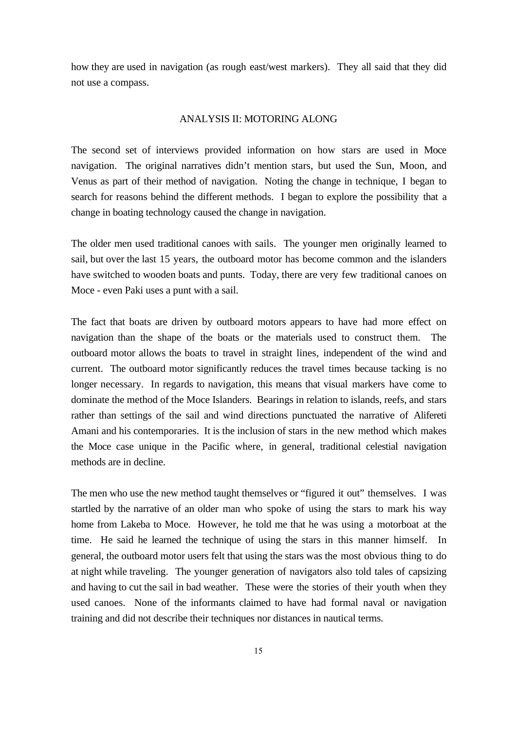how they are used in navigation (as rough east/west markers). They all said that they did not use a compass.

## ANALYSIS II: MOTORING ALONG

The second set of interviews provided information on how stars are used in Moce navigation. The original narratives didn't mention stars, but used the Sun, Moon, and Venus as part of their method of navigation. Noting the change in technique, I began to search for reasons behind the different methods. I began to explore the possibility that a change in boating technology caused the change in navigation.

The older men used traditional canoes with sails. The younger men originally learned to sail, but over the last 15 years, the outboard motor has become common and the islanders have switched to wooden boats and punts. Today, there are very few traditional canoes on Moce - even Paki uses a punt with a sail.

The fact that boats are driven by outboard motors appears to have had more effect on navigation than the shape of the boats or the materials used to construct them. The outboard motor allows the boats to travel in straight lines, independent of the wind and current. The outboard motor significantly reduces the travel times because tacking is no longer necessary. In regards to navigation, this means that visual markers have come to dominate the method of the Moce Islanders. Bearings in relation to islands, reefs, and stars rather than settings of the sail and wind directions punctuated the narrative of Alifereti Amani and his contemporaries. It is the inclusion of stars in the new method which makes the Moce case unique in the Pacific where, in general, traditional celestial navigation methods are in decline.

The men who use the new method taught themselves or "figured it out" themselves. I was startled by the narrative of an older man who spoke of using the stars to mark his way home from Lakeba to Moce. However, he told me that he was using a motorboat at the time. He said he learned the technique of using the stars in this manner himself. In general, the outboard motor users felt that using the stars was the most obvious thing to do at night while traveling. The younger generation of navigators also told tales of capsizing and having to cut the sail in bad weather. These were the stories of their youth when they used canoes. None of the informants claimed to have had formal naval or navigation training and did not describe their techniques nor distances in nautical terms.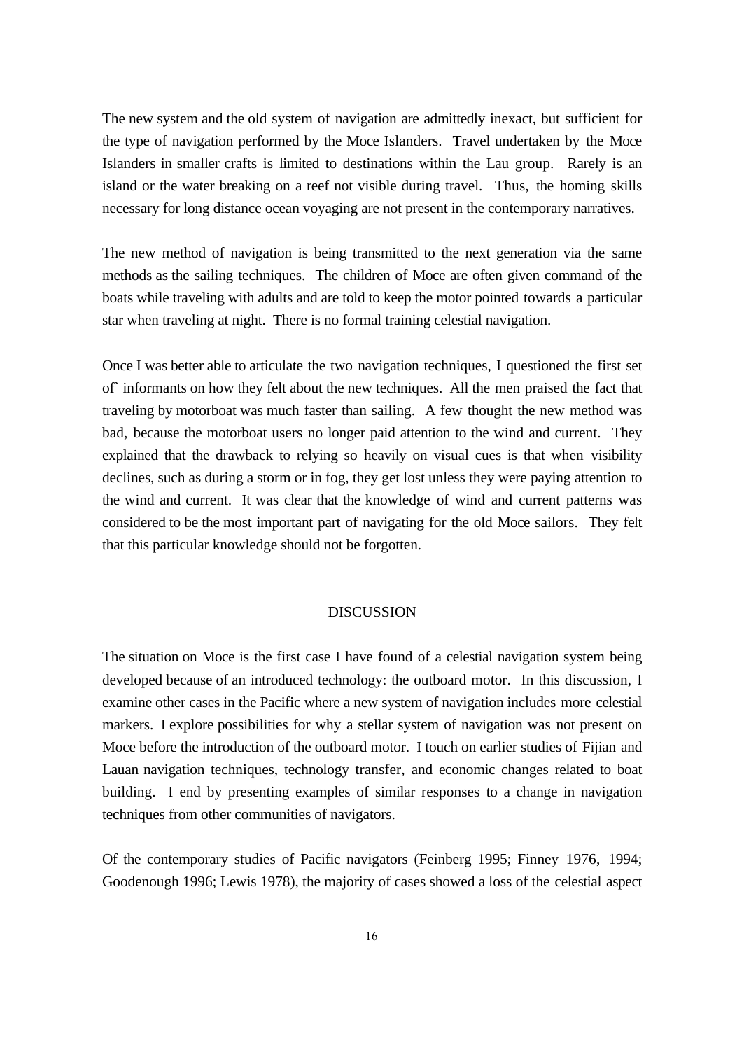The new system and the old system of navigation are admittedly inexact, but sufficient for the type of navigation performed by the Moce Islanders. Travel undertaken by the Moce Islanders in smaller crafts is limited to destinations within the Lau group. Rarely is an island or the water breaking on a reef not visible during travel. Thus, the homing skills necessary for long distance ocean voyaging are not present in the contemporary narratives.

The new method of navigation is being transmitted to the next generation via the same methods as the sailing techniques. The children of Moce are often given command of the boats while traveling with adults and are told to keep the motor pointed towards a particular star when traveling at night. There is no formal training celestial navigation.

Once I was better able to articulate the two navigation techniques, I questioned the first set of` informants on how they felt about the new techniques. All the men praised the fact that traveling by motorboat was much faster than sailing. A few thought the new method was bad, because the motorboat users no longer paid attention to the wind and current. They explained that the drawback to relying so heavily on visual cues is that when visibility declines, such as during a storm or in fog, they get lost unless they were paying attention to the wind and current. It was clear that the knowledge of wind and current patterns was considered to be the most important part of navigating for the old Moce sailors. They felt that this particular knowledge should not be forgotten.

## DISCUSSION

The situation on Moce is the first case I have found of a celestial navigation system being developed because of an introduced technology: the outboard motor. In this discussion, I examine other cases in the Pacific where a new system of navigation includes more celestial markers. I explore possibilities for why a stellar system of navigation was not present on Moce before the introduction of the outboard motor. I touch on earlier studies of Fijian and Lauan navigation techniques, technology transfer, and economic changes related to boat building. I end by presenting examples of similar responses to a change in navigation techniques from other communities of navigators.

Of the contemporary studies of Pacific navigators (Feinberg 1995; Finney 1976, 1994; Goodenough 1996; Lewis 1978), the majority of cases showed a loss of the celestial aspect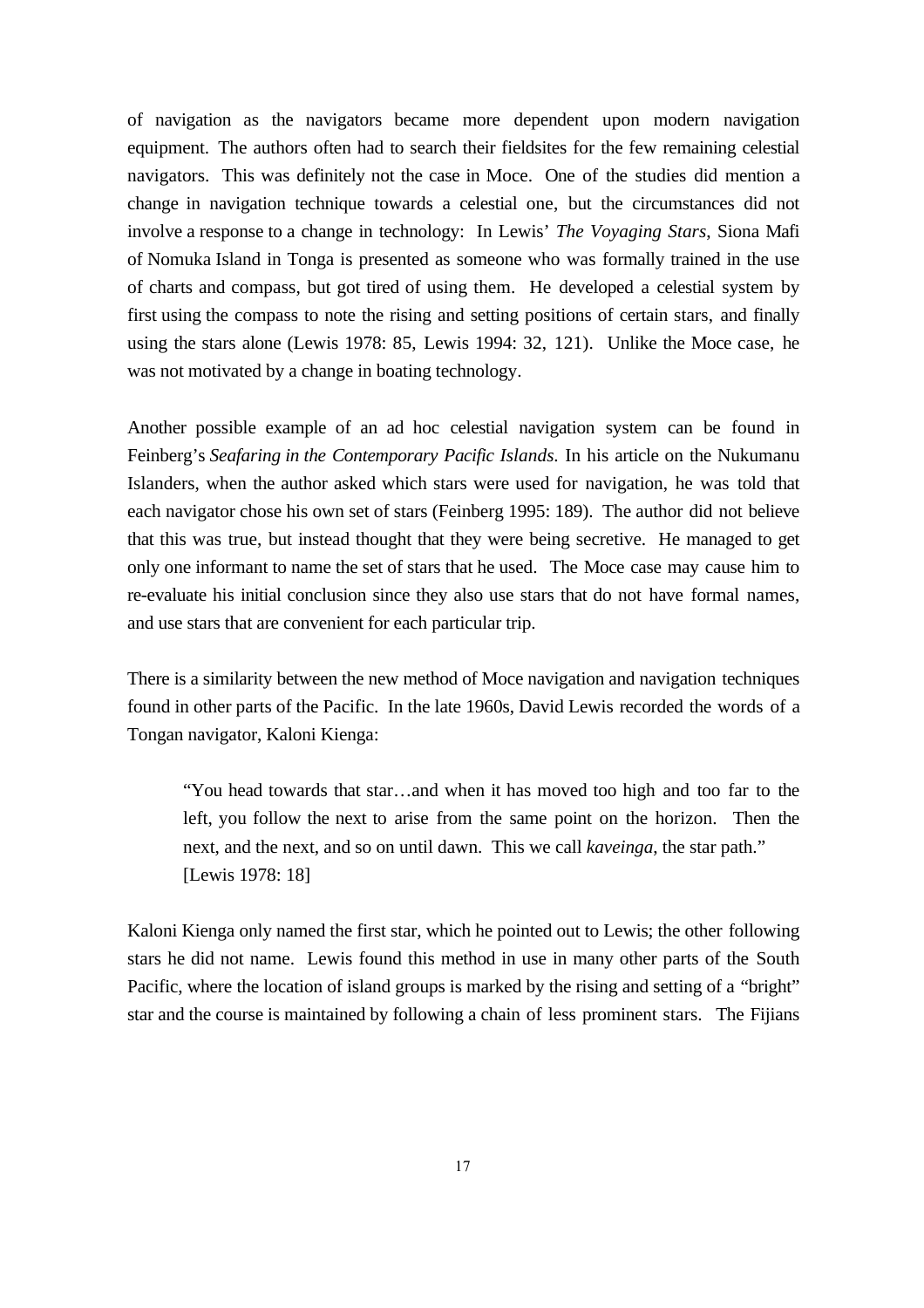of navigation as the navigators became more dependent upon modern navigation equipment. The authors often had to search their fieldsites for the few remaining celestial navigators. This was definitely not the case in Moce. One of the studies did mention a change in navigation technique towards a celestial one, but the circumstances did not involve a response to a change in technology: In Lewis' *The Voyaging Stars*, Siona Mafi of Nomuka Island in Tonga is presented as someone who was formally trained in the use of charts and compass, but got tired of using them. He developed a celestial system by first using the compass to note the rising and setting positions of certain stars, and finally using the stars alone (Lewis 1978: 85, Lewis 1994: 32, 121). Unlike the Moce case, he was not motivated by a change in boating technology.

Another possible example of an ad hoc celestial navigation system can be found in Feinberg's *Seafaring in the Contemporary Pacific Islands*. In his article on the Nukumanu Islanders, when the author asked which stars were used for navigation, he was told that each navigator chose his own set of stars (Feinberg 1995: 189). The author did not believe that this was true, but instead thought that they were being secretive. He managed to get only one informant to name the set of stars that he used. The Moce case may cause him to re-evaluate his initial conclusion since they also use stars that do not have formal names, and use stars that are convenient for each particular trip.

There is a similarity between the new method of Moce navigation and navigation techniques found in other parts of the Pacific. In the late 1960s, David Lewis recorded the words of a Tongan navigator, Kaloni Kienga:

> "You head towards that star…and when it has moved too high and too far to the left, you follow the next to arise from the same point on the horizon. Then the next, and the next, and so on until dawn. This we call *kaveinga*, the star path."
> [Lewis 1978: 18]

Kaloni Kienga only named the first star, which he pointed out to Lewis; the other following stars he did not name. Lewis found this method in use in many other parts of the South Pacific, where the location of island groups is marked by the rising and setting of a "bright" star and the course is maintained by following a chain of less prominent stars. The Fijians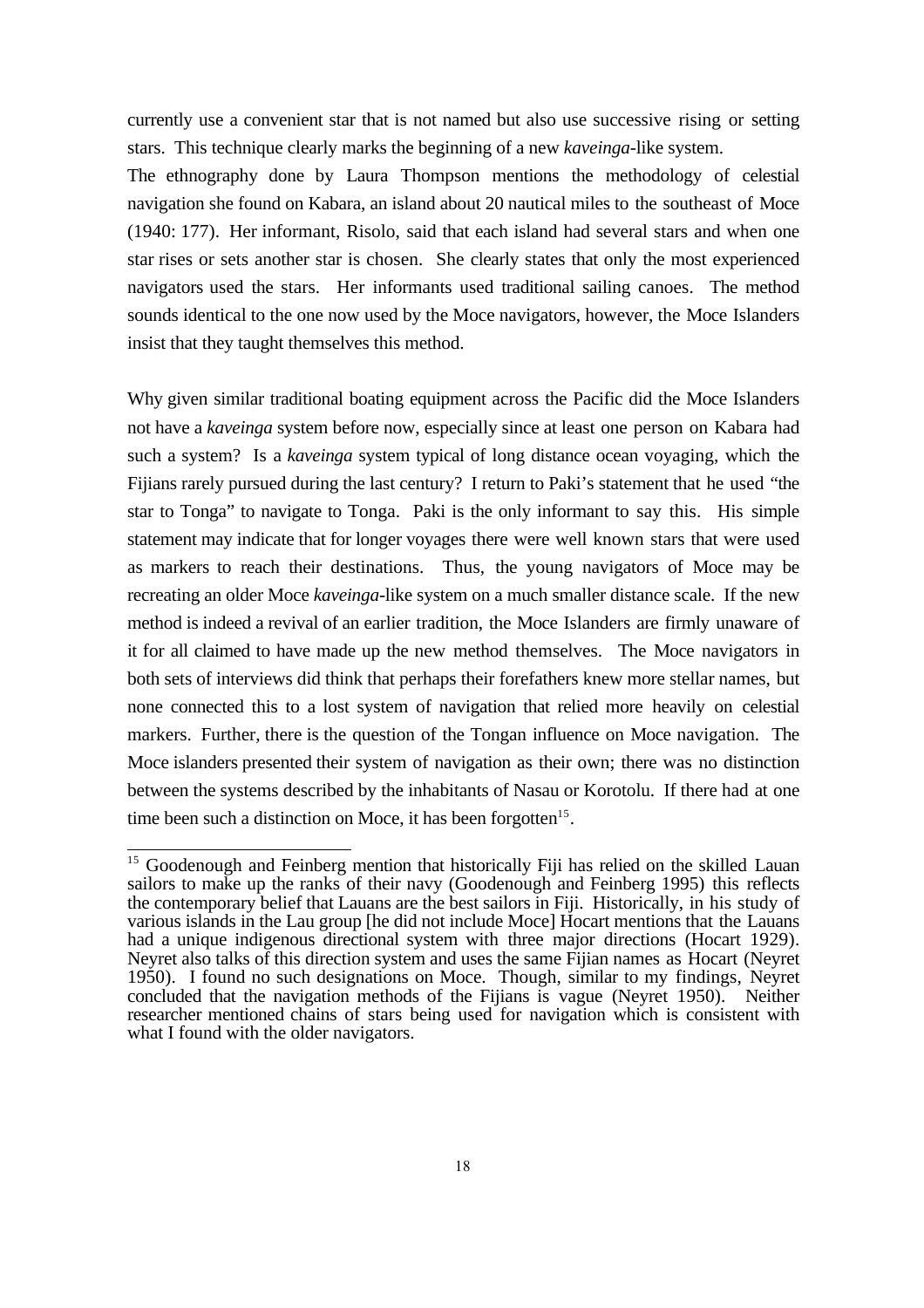currently use a convenient star that is not named but also use successive rising or setting stars. This technique clearly marks the beginning of a new *kaveinga*-like system.

The ethnography done by Laura Thompson mentions the methodology of celestial navigation she found on Kabara, an island about 20 nautical miles to the southeast of Moce (1940: 177). Her informant, Risolo, said that each island had several stars and when one star rises or sets another star is chosen. She clearly states that only the most experienced navigators used the stars. Her informants used traditional sailing canoes. The method sounds identical to the one now used by the Moce navigators, however, the Moce Islanders insist that they taught themselves this method.

Why given similar traditional boating equipment across the Pacific did the Moce Islanders not have a *kaveinga* system before now, especially since at least one person on Kabara had such a system? Is a *kaveinga* system typical of long distance ocean voyaging, which the Fijians rarely pursued during the last century? I return to Paki's statement that he used "the star to Tonga" to navigate to Tonga. Paki is the only informant to say this. His simple statement may indicate that for longer voyages there were well known stars that were used as markers to reach their destinations. Thus, the young navigators of Moce may be recreating an older Moce *kaveinga*-like system on a much smaller distance scale. If the new method is indeed a revival of an earlier tradition, the Moce Islanders are firmly unaware of it for all claimed to have made up the new method themselves. The Moce navigators in both sets of interviews did think that perhaps their forefathers knew more stellar names, but none connected this to a lost system of navigation that relied more heavily on celestial markers. Further, there is the question of the Tongan influence on Moce navigation. The Moce islanders presented their system of navigation as their own; there was no distinction between the systems described by the inhabitants of Nasau or Korotolu. If there had at one time been such a distinction on Moce, it has been forgotten[15].

---

[15] Goodenough and Feinberg mention that historically Fiji has relied on the skilled Lauan sailors to make up the ranks of their navy (Goodenough and Feinberg 1995) this reflects the contemporary belief that Lauans are the best sailors in Fiji. Historically, in his study of various islands in the Lau group [he did not include Moce] Hocart mentions that the Lauans had a unique indigenous directional system with three major directions (Hocart 1929). Neyret also talks of this direction system and uses the same Fijian names as Hocart (Neyret 1950). I found no such designations on Moce. Though, similar to my findings, Neyret concluded that the navigation methods of the Fijians is vague (Neyret 1950). Neither researcher mentioned chains of stars being used for navigation which is consistent with what I found with the older navigators.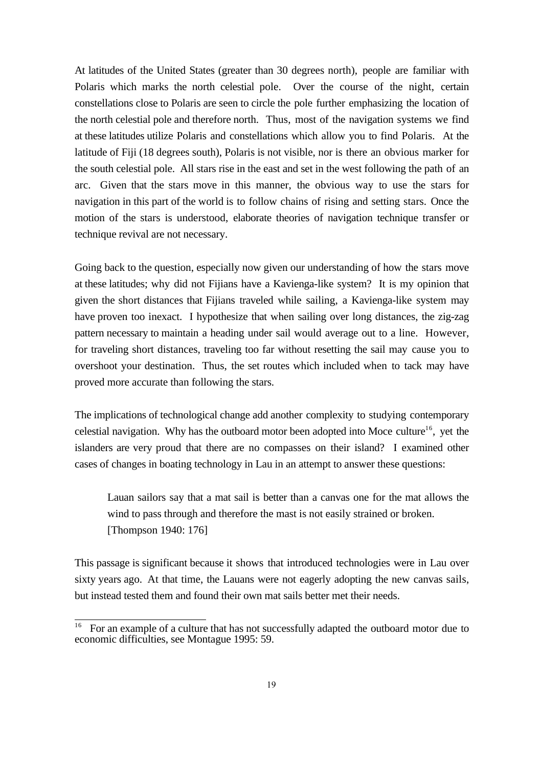At latitudes of the United States (greater than 30 degrees north), people are familiar with Polaris which marks the north celestial pole. Over the course of the night, certain constellations close to Polaris are seen to circle the pole further emphasizing the location of the north celestial pole and therefore north. Thus, most of the navigation systems we find at these latitudes utilize Polaris and constellations which allow you to find Polaris. At the latitude of Fiji (18 degrees south), Polaris is not visible, nor is there an obvious marker for the south celestial pole. All stars rise in the east and set in the west following the path of an arc. Given that the stars move in this manner, the obvious way to use the stars for navigation in this part of the world is to follow chains of rising and setting stars. Once the motion of the stars is understood, elaborate theories of navigation technique transfer or technique revival are not necessary.

Going back to the question, especially now given our understanding of how the stars move at these latitudes; why did not Fijians have a Kavienga-like system? It is my opinion that given the short distances that Fijians traveled while sailing, a Kavienga-like system may have proven too inexact. I hypothesize that when sailing over long distances, the zig-zag pattern necessary to maintain a heading under sail would average out to a line. However, for traveling short distances, traveling too far without resetting the sail may cause you to overshoot your destination. Thus, the set routes which included when to tack may have proved more accurate than following the stars.

The implications of technological change add another complexity to studying contemporary celestial navigation. Why has the outboard motor been adopted into Moce culture[16], yet the islanders are very proud that there are no compasses on their island? I examined other cases of changes in boating technology in Lau in an attempt to answer these questions:

> Lauan sailors say that a mat sail is better than a canvas one for the mat allows the wind to pass through and therefore the mast is not easily strained or broken. [Thompson 1940: 176]

This passage is significant because it shows that introduced technologies were in Lau over sixty years ago. At that time, the Lauans were not eagerly adopting the new canvas sails, but instead tested them and found their own mat sails better met their needs.

[16] For an example of a culture that has not successfully adapted the outboard motor due to economic difficulties, see Montague 1995: 59.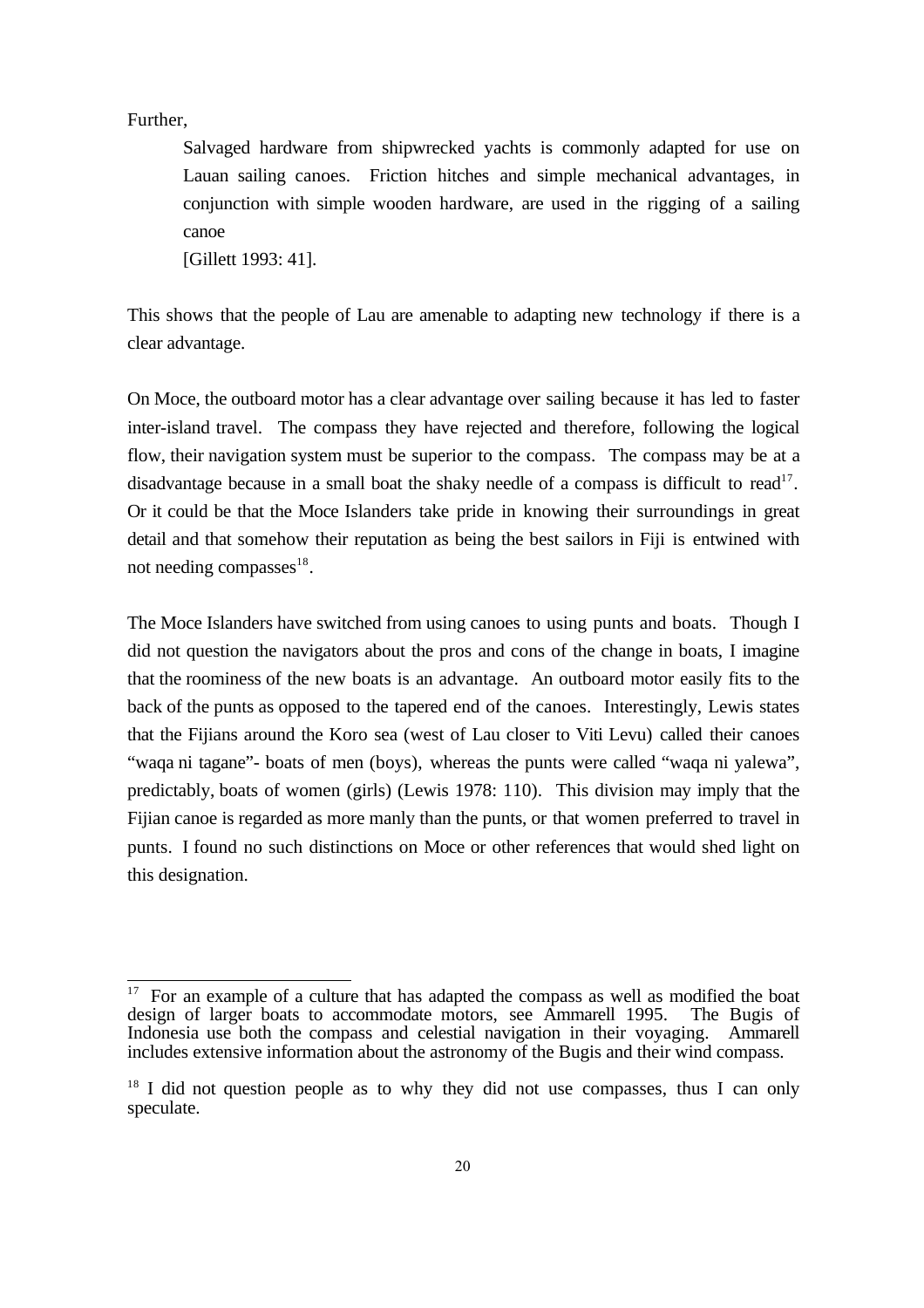Further,

> Salvaged hardware from shipwrecked yachts is commonly adapted for use on Lauan sailing canoes. Friction hitches and simple mechanical advantages, in conjunction with simple wooden hardware, are used in the rigging of a sailing canoe
> [Gillett 1993: 41].

This shows that the people of Lau are amenable to adapting new technology if there is a clear advantage.

On Moce, the outboard motor has a clear advantage over sailing because it has led to faster inter-island travel. The compass they have rejected and therefore, following the logical flow, their navigation system must be superior to the compass. The compass may be at a disadvantage because in a small boat the shaky needle of a compass is difficult to read[17]. Or it could be that the Moce Islanders take pride in knowing their surroundings in great detail and that somehow their reputation as being the best sailors in Fiji is entwined with not needing compasses[18].

The Moce Islanders have switched from using canoes to using punts and boats. Though I did not question the navigators about the pros and cons of the change in boats, I imagine that the roominess of the new boats is an advantage. An outboard motor easily fits to the back of the punts as opposed to the tapered end of the canoes. Interestingly, Lewis states that the Fijians around the Koro sea (west of Lau closer to Viti Levu) called their canoes "waqa ni tagane"- boats of men (boys), whereas the punts were called "waqa ni yalewa", predictably, boats of women (girls) (Lewis 1978: 110). This division may imply that the Fijian canoe is regarded as more manly than the punts, or that women preferred to travel in punts. I found no such distinctions on Moce or other references that would shed light on this designation.

---

[17] For an example of a culture that has adapted the compass as well as modified the boat design of larger boats to accommodate motors, see Ammarell 1995. The Bugis of Indonesia use both the compass and celestial navigation in their voyaging. Ammarell includes extensive information about the astronomy of the Bugis and their wind compass.

[18] I did not question people as to why they did not use compasses, thus I can only speculate.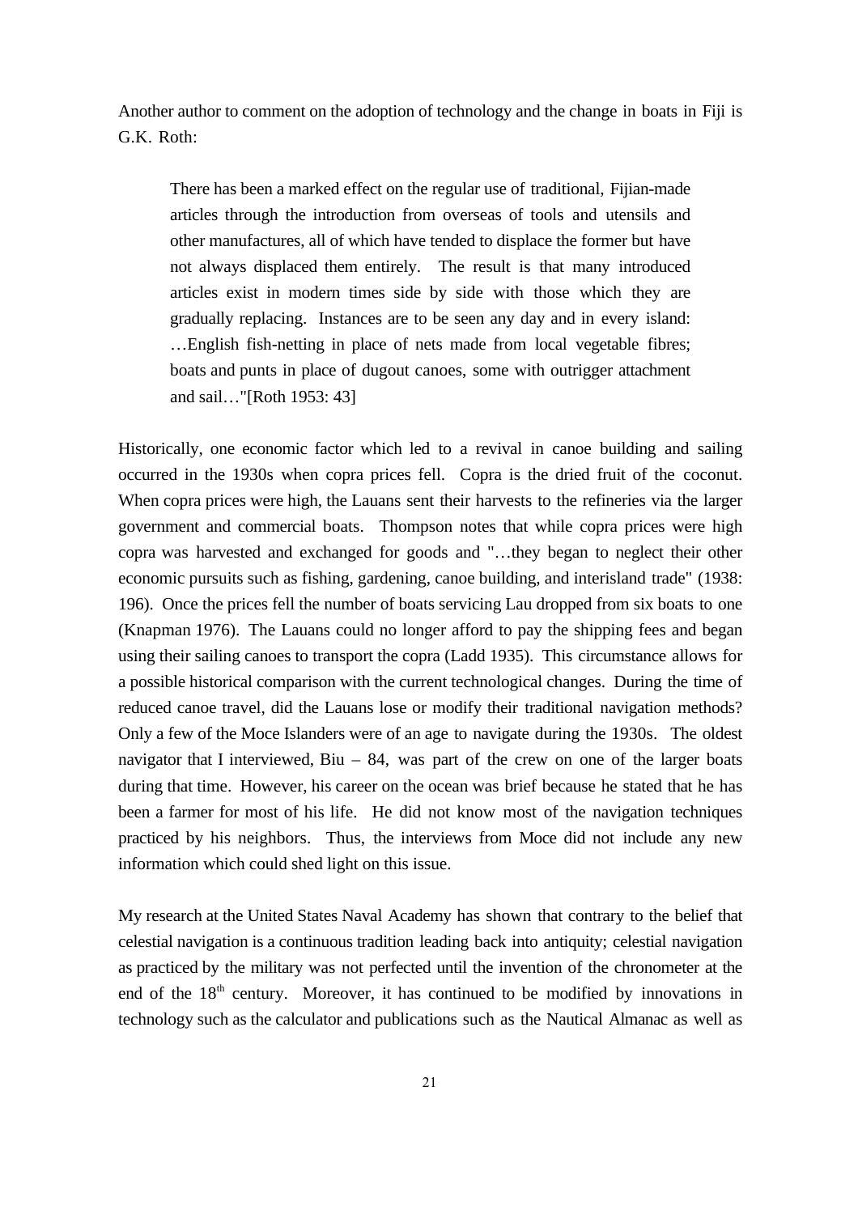Another author to comment on the adoption of technology and the change in boats in Fiji is G.K. Roth:

> There has been a marked effect on the regular use of traditional, Fijian-made articles through the introduction from overseas of tools and utensils and other manufactures, all of which have tended to displace the former but have not always displaced them entirely. The result is that many introduced articles exist in modern times side by side with those which they are gradually replacing. Instances are to be seen any day and in every island: …English fish-netting in place of nets made from local vegetable fibres; boats and punts in place of dugout canoes, some with outrigger attachment and sail…"[Roth 1953: 43]

Historically, one economic factor which led to a revival in canoe building and sailing occurred in the 1930s when copra prices fell. Copra is the dried fruit of the coconut. When copra prices were high, the Lauans sent their harvests to the refineries via the larger government and commercial boats. Thompson notes that while copra prices were high copra was harvested and exchanged for goods and "…they began to neglect their other economic pursuits such as fishing, gardening, canoe building, and interisland trade" (1938: 196). Once the prices fell the number of boats servicing Lau dropped from six boats to one (Knapman 1976). The Lauans could no longer afford to pay the shipping fees and began using their sailing canoes to transport the copra (Ladd 1935). This circumstance allows for a possible historical comparison with the current technological changes. During the time of reduced canoe travel, did the Lauans lose or modify their traditional navigation methods? Only a few of the Moce Islanders were of an age to navigate during the 1930s. The oldest navigator that I interviewed, Biu – 84, was part of the crew on one of the larger boats during that time. However, his career on the ocean was brief because he stated that he has been a farmer for most of his life. He did not know most of the navigation techniques practiced by his neighbors. Thus, the interviews from Moce did not include any new information which could shed light on this issue.

My research at the United States Naval Academy has shown that contrary to the belief that celestial navigation is a continuous tradition leading back into antiquity; celestial navigation as practiced by the military was not perfected until the invention of the chronometer at the end of the 18th century. Moreover, it has continued to be modified by innovations in technology such as the calculator and publications such as the Nautical Almanac as well as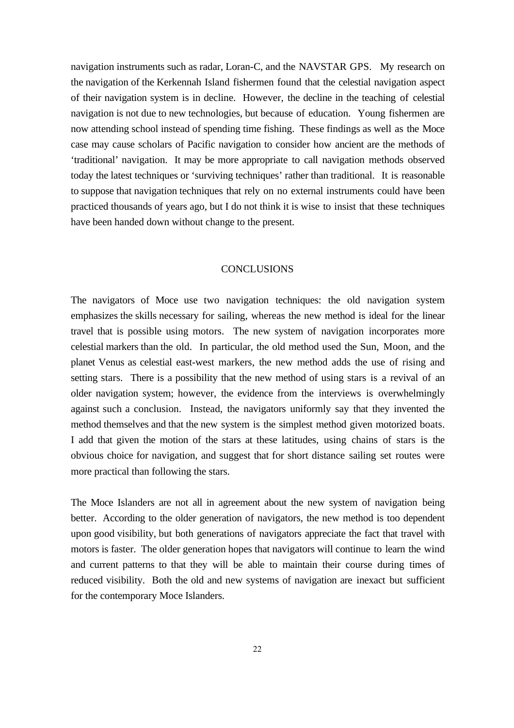navigation instruments such as radar, Loran-C, and the NAVSTAR GPS. My research on the navigation of the Kerkennah Island fishermen found that the celestial navigation aspect of their navigation system is in decline. However, the decline in the teaching of celestial navigation is not due to new technologies, but because of education. Young fishermen are now attending school instead of spending time fishing. These findings as well as the Moce case may cause scholars of Pacific navigation to consider how ancient are the methods of 'traditional' navigation. It may be more appropriate to call navigation methods observed today the latest techniques or 'surviving techniques' rather than traditional. It is reasonable to suppose that navigation techniques that rely on no external instruments could have been practiced thousands of years ago, but I do not think it is wise to insist that these techniques have been handed down without change to the present.

## CONCLUSIONS

The navigators of Moce use two navigation techniques: the old navigation system emphasizes the skills necessary for sailing, whereas the new method is ideal for the linear travel that is possible using motors. The new system of navigation incorporates more celestial markers than the old. In particular, the old method used the Sun, Moon, and the planet Venus as celestial east-west markers, the new method adds the use of rising and setting stars. There is a possibility that the new method of using stars is a revival of an older navigation system; however, the evidence from the interviews is overwhelmingly against such a conclusion. Instead, the navigators uniformly say that they invented the method themselves and that the new system is the simplest method given motorized boats. I add that given the motion of the stars at these latitudes, using chains of stars is the obvious choice for navigation, and suggest that for short distance sailing set routes were more practical than following the stars.

The Moce Islanders are not all in agreement about the new system of navigation being better. According to the older generation of navigators, the new method is too dependent upon good visibility, but both generations of navigators appreciate the fact that travel with motors is faster. The older generation hopes that navigators will continue to learn the wind and current patterns to that they will be able to maintain their course during times of reduced visibility. Both the old and new systems of navigation are inexact but sufficient for the contemporary Moce Islanders.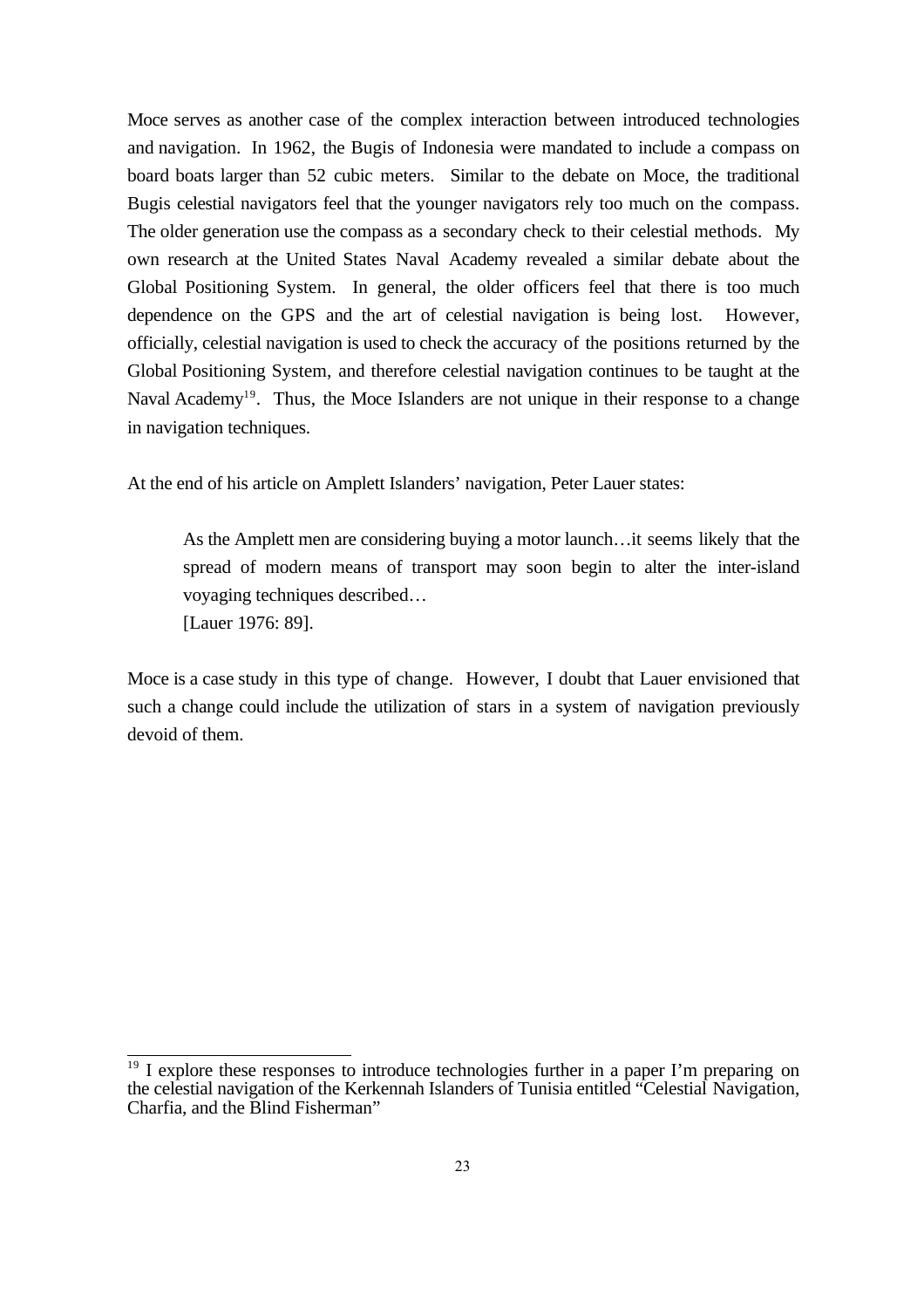Moce serves as another case of the complex interaction between introduced technologies and navigation. In 1962, the Bugis of Indonesia were mandated to include a compass on board boats larger than 52 cubic meters. Similar to the debate on Moce, the traditional Bugis celestial navigators feel that the younger navigators rely too much on the compass. The older generation use the compass as a secondary check to their celestial methods. My own research at the United States Naval Academy revealed a similar debate about the Global Positioning System. In general, the older officers feel that there is too much dependence on the GPS and the art of celestial navigation is being lost. However, officially, celestial navigation is used to check the accuracy of the positions returned by the Global Positioning System, and therefore celestial navigation continues to be taught at the Naval Academy[19]. Thus, the Moce Islanders are not unique in their response to a change in navigation techniques.

At the end of his article on Amplett Islanders' navigation, Peter Lauer states:

> As the Amplett men are considering buying a motor launch…it seems likely that the spread of modern means of transport may soon begin to alter the inter-island voyaging techniques described…
> [Lauer 1976: 89].

Moce is a case study in this type of change. However, I doubt that Lauer envisioned that such a change could include the utilization of stars in a system of navigation previously devoid of them.

---

[19] I explore these responses to introduce technologies further in a paper I'm preparing on the celestial navigation of the Kerkennah Islanders of Tunisia entitled "Celestial Navigation, Charfia, and the Blind Fisherman"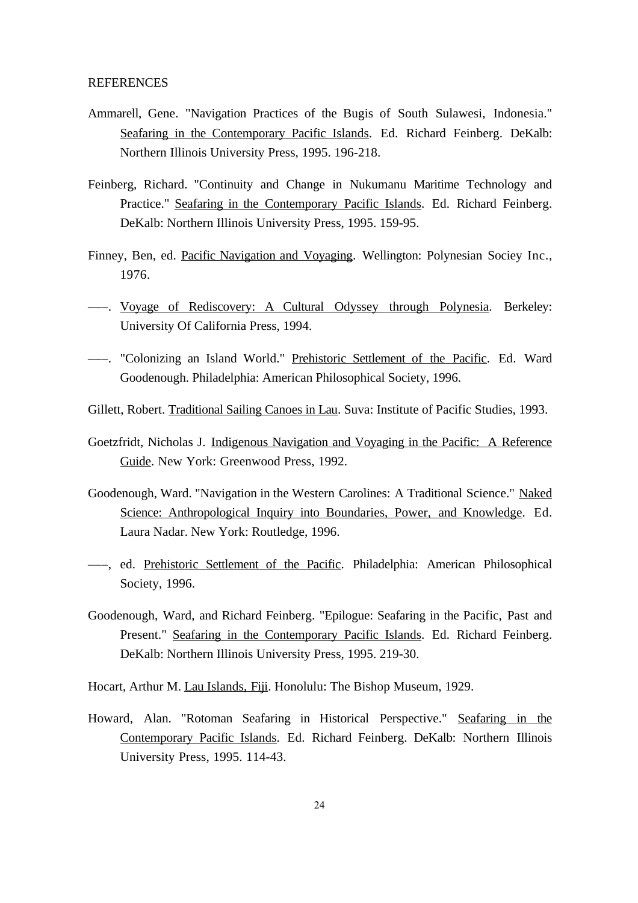REFERENCES

Ammarell, Gene. "Navigation Practices of the Bugis of South Sulawesi, Indonesia." Seafaring in the Contemporary Pacific Islands. Ed. Richard Feinberg. DeKalb: Northern Illinois University Press, 1995. 196-218.

Feinberg, Richard. "Continuity and Change in Nukumanu Maritime Technology and Practice." Seafaring in the Contemporary Pacific Islands. Ed. Richard Feinberg. DeKalb: Northern Illinois University Press, 1995. 159-95.

Finney, Ben, ed. Pacific Navigation and Voyaging. Wellington: Polynesian Sociey Inc., 1976.

–––. Voyage of Rediscovery: A Cultural Odyssey through Polynesia. Berkeley: University Of California Press, 1994.

–––. "Colonizing an Island World." Prehistoric Settlement of the Pacific. Ed. Ward Goodenough. Philadelphia: American Philosophical Society, 1996.

Gillett, Robert. Traditional Sailing Canoes in Lau. Suva: Institute of Pacific Studies, 1993.

Goetzfridt, Nicholas J. Indigenous Navigation and Voyaging in the Pacific: A Reference Guide. New York: Greenwood Press, 1992.

Goodenough, Ward. "Navigation in the Western Carolines: A Traditional Science." Naked Science: Anthropological Inquiry into Boundaries, Power, and Knowledge. Ed. Laura Nadar. New York: Routledge, 1996.

–––, ed. Prehistoric Settlement of the Pacific. Philadelphia: American Philosophical Society, 1996.

Goodenough, Ward, and Richard Feinberg. "Epilogue: Seafaring in the Pacific, Past and Present." Seafaring in the Contemporary Pacific Islands. Ed. Richard Feinberg. DeKalb: Northern Illinois University Press, 1995. 219-30.

Hocart, Arthur M. Lau Islands, Fiji. Honolulu: The Bishop Museum, 1929.

Howard, Alan. "Rotoman Seafaring in Historical Perspective." Seafaring in the Contemporary Pacific Islands. Ed. Richard Feinberg. DeKalb: Northern Illinois University Press, 1995. 114-43.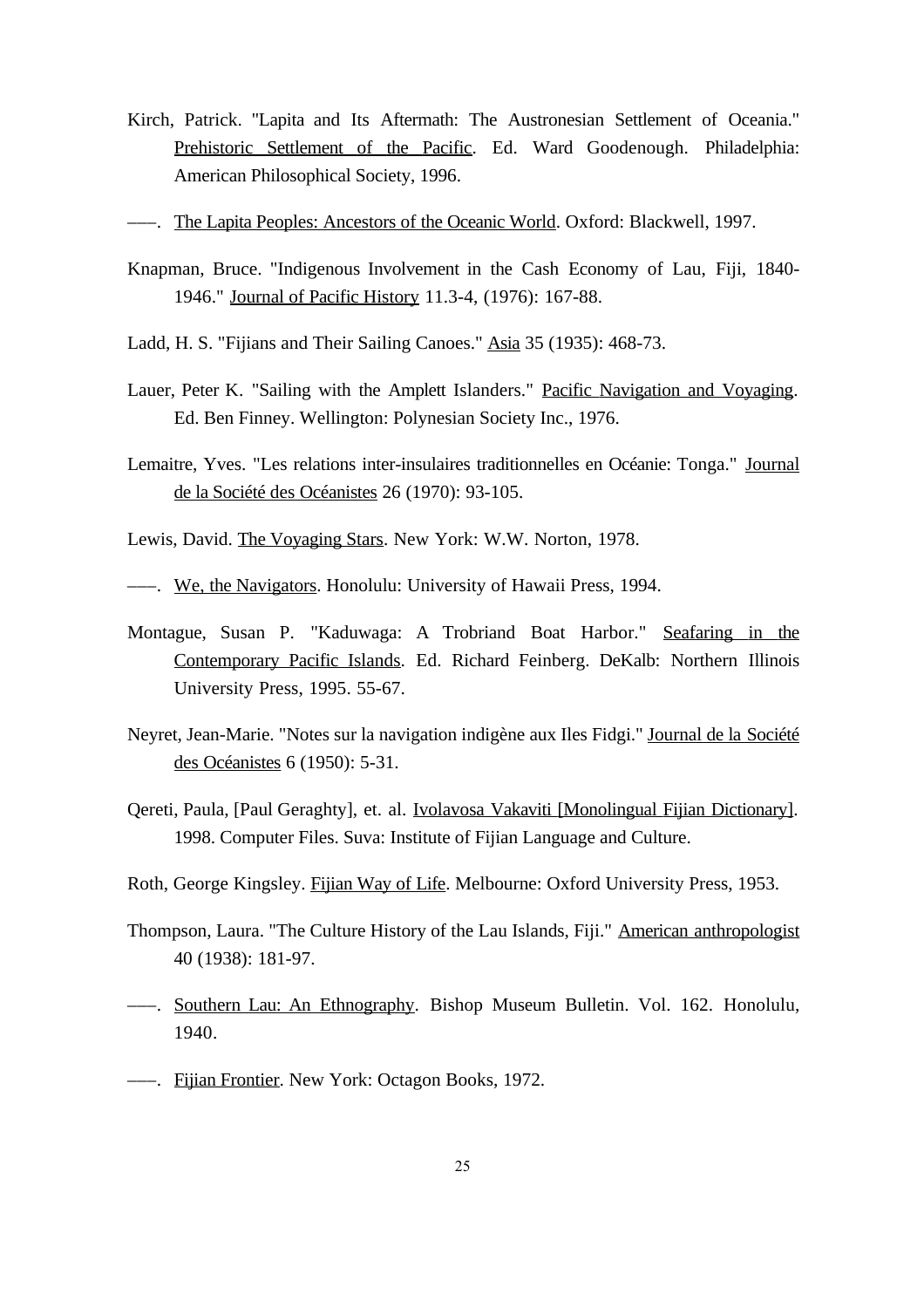Kirch, Patrick. "Lapita and Its Aftermath: The Austronesian Settlement of Oceania." Prehistoric Settlement of the Pacific. Ed. Ward Goodenough. Philadelphia: American Philosophical Society, 1996.

——. The Lapita Peoples: Ancestors of the Oceanic World. Oxford: Blackwell, 1997.

Knapman, Bruce. "Indigenous Involvement in the Cash Economy of Lau, Fiji, 1840-1946." Journal of Pacific History 11.3-4, (1976): 167-88.

Ladd, H. S. "Fijians and Their Sailing Canoes." Asia 35 (1935): 468-73.

Lauer, Peter K. "Sailing with the Amplett Islanders." Pacific Navigation and Voyaging. Ed. Ben Finney. Wellington: Polynesian Society Inc., 1976.

Lemaitre, Yves. "Les relations inter-insulaires traditionnelles en Océanie: Tonga." Journal de la Société des Océanistes 26 (1970): 93-105.

Lewis, David. The Voyaging Stars. New York: W.W. Norton, 1978.

——. We, the Navigators. Honolulu: University of Hawaii Press, 1994.

Montague, Susan P. "Kaduwaga: A Trobriand Boat Harbor." Seafaring in the Contemporary Pacific Islands. Ed. Richard Feinberg. DeKalb: Northern Illinois University Press, 1995. 55-67.

Neyret, Jean-Marie. "Notes sur la navigation indigène aux Iles Fidgi." Journal de la Société des Océanistes 6 (1950): 5-31.

Qereti, Paula, [Paul Geraghty], et. al. Ivolavosa Vakaviti [Monolingual Fijian Dictionary]. 1998. Computer Files. Suva: Institute of Fijian Language and Culture.

Roth, George Kingsley. Fijian Way of Life. Melbourne: Oxford University Press, 1953.

Thompson, Laura. "The Culture History of the Lau Islands, Fiji." American anthropologist 40 (1938): 181-97.

——. Southern Lau: An Ethnography. Bishop Museum Bulletin. Vol. 162. Honolulu, 1940.

——. Fijian Frontier. New York: Octagon Books, 1972.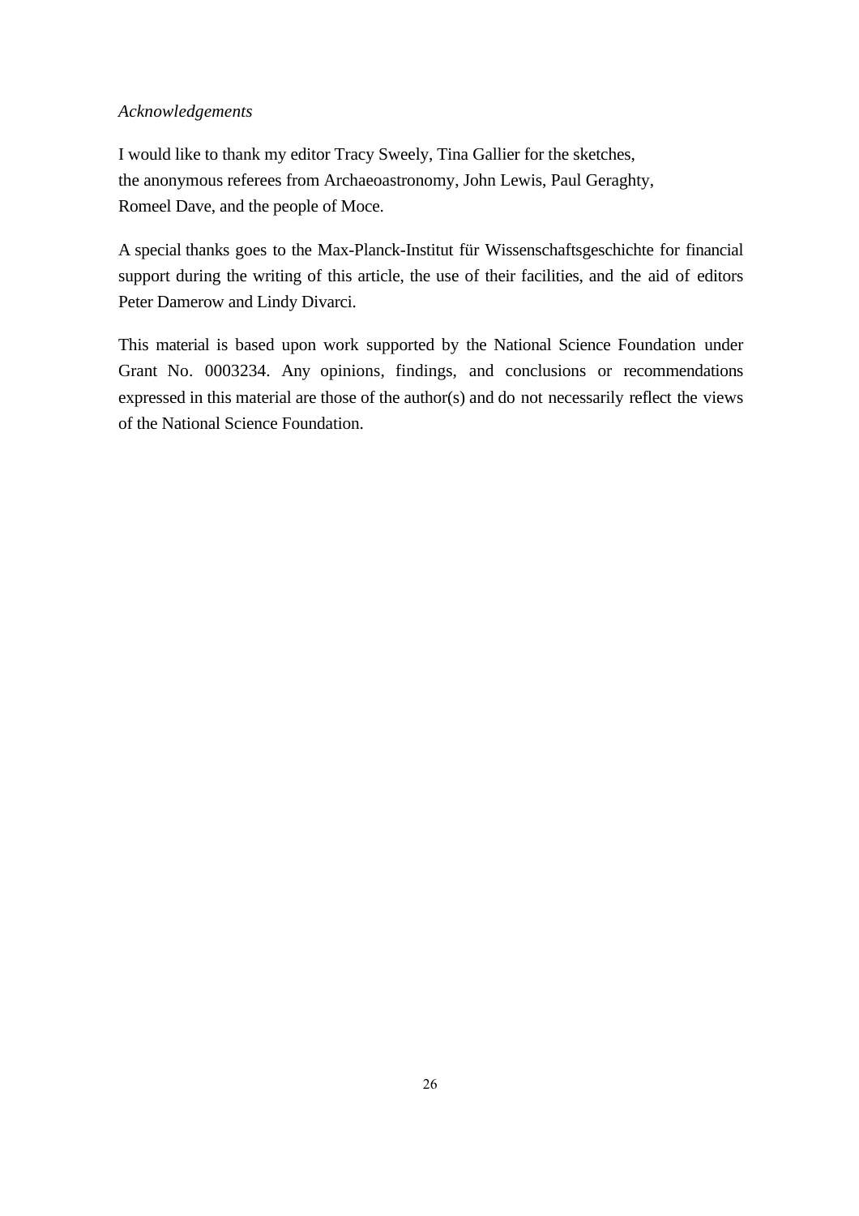*Acknowledgements*

I would like to thank my editor Tracy Sweely, Tina Gallier for the sketches, the anonymous referees from Archaeoastronomy, John Lewis, Paul Geraghty, Romeel Dave, and the people of Moce.

A special thanks goes to the Max-Planck-Institut für Wissenschaftsgeschichte for financial support during the writing of this article, the use of their facilities, and the aid of editors Peter Damerow and Lindy Divarci.

This material is based upon work supported by the National Science Foundation under Grant No. 0003234. Any opinions, findings, and conclusions or recommendations expressed in this material are those of the author(s) and do not necessarily reflect the views of the National Science Foundation.